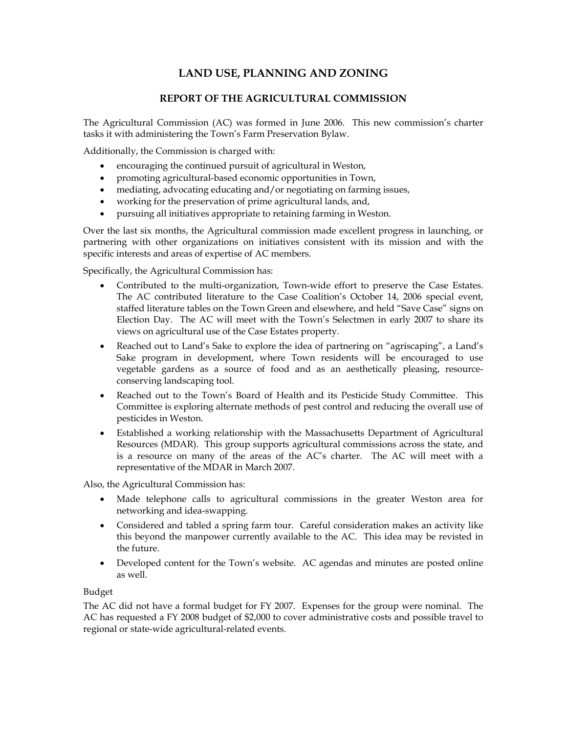# LAND USE, PLANNING AND ZONING

## REPORT OF THE AGRICULTURAL COMMISSION

The Agricultural Commission (AC) was formed in June 2006. This new commission's charter tasks it with administering the Town's Farm Preservation Bylaw.

Additionally, the Commission is charged with:

- encouraging the continued pursuit of agricultural in Weston,
- promoting agricultural-based economic opportunities in Town,
- mediating, advocating educating and/or negotiating on farming issues,
- working for the preservation of prime agricultural lands, and,
- pursuing all initiatives appropriate to retaining farming in Weston.

Over the last six months, the Agricultural commission made excellent progress in launching, or partnering with other organizations on initiatives consistent with its mission and with the specific interests and areas of expertise of AC members.

Specifically, the Agricultural Commission has:

- Contributed to the multi-organization, Town-wide effort to preserve the Case Estates. The AC contributed literature to the Case Coalition's October 14, 2006 special event, staffed literature tables on the Town Green and elsewhere, and held "Save Case" signs on Election Day. The AC will meet with the Town's Selectmen in early 2007 to share its views on agricultural use of the Case Estates property.
- Reached out to Land's Sake to explore the idea of partnering on "agriscaping", a Land's Sake program in development, where Town residents will be encouraged to use vegetable gardens as a source of food and as an aesthetically pleasing, resource-conserving landscaping tool.
- Reached out to the Town's Board of Health and its Pesticide Study Committee. This Committee is exploring alternate methods of pest control and reducing the overall use of pesticides in Weston.
- Established a working relationship with the Massachusetts Department of Agricultural Resources (MDAR). This group supports agricultural commissions across the state, and is a resource on many of the areas of the AC's charter. The AC will meet with a representative of the MDAR in March 2007.

Also, the Agricultural Commission has:

- Made telephone calls to agricultural commissions in the greater Weston area for networking and idea-swapping.
- Considered and tabled a spring farm tour. Careful consideration makes an activity like this beyond the manpower currently available to the AC. This idea may be revisted in the future.
- Developed content for the Town's website. AC agendas and minutes are posted online as well.

Budget

The AC did not have a formal budget for FY 2007. Expenses for the group were nominal. The AC has requested a FY 2008 budget of $2,000 to cover administrative costs and possible travel to regional or state-wide agricultural-related events.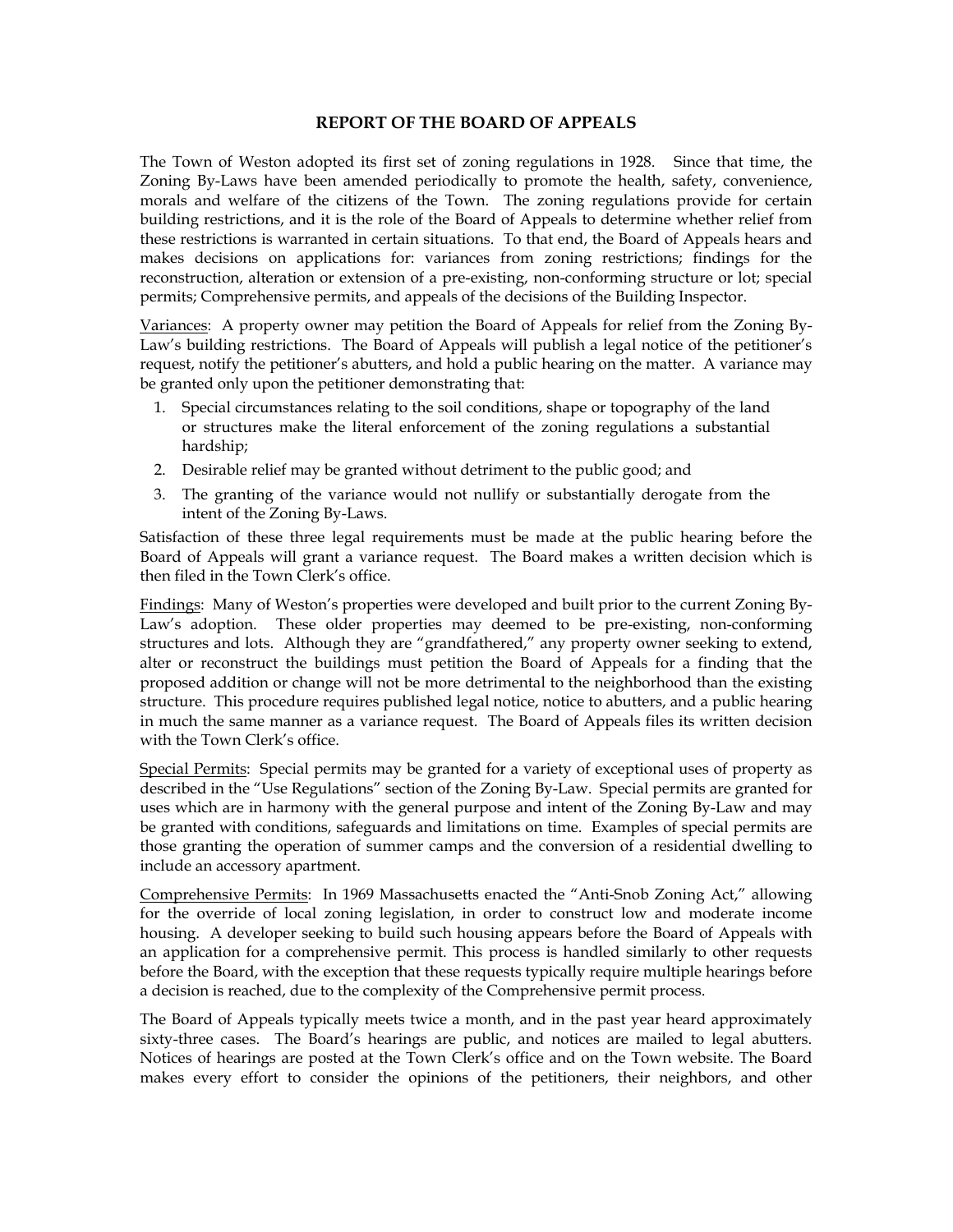# REPORT OF THE BOARD OF APPEALS

The Town of Weston adopted its first set of zoning regulations in 1928. Since that time, the Zoning By-Laws have been amended periodically to promote the health, safety, convenience, morals and welfare of the citizens of the Town. The zoning regulations provide for certain building restrictions, and it is the role of the Board of Appeals to determine whether relief from these restrictions is warranted in certain situations. To that end, the Board of Appeals hears and makes decisions on applications for: variances from zoning restrictions; findings for the reconstruction, alteration or extension of a pre-existing, non-conforming structure or lot; special permits; Comprehensive permits, and appeals of the decisions of the Building Inspector.

<u>Variances</u>: A property owner may petition the Board of Appeals for relief from the Zoning By-Law's building restrictions. The Board of Appeals will publish a legal notice of the petitioner's request, notify the petitioner's abutters, and hold a public hearing on the matter. A variance may be granted only upon the petitioner demonstrating that:

1. Special circumstances relating to the soil conditions, shape or topography of the land or structures make the literal enforcement of the zoning regulations a substantial hardship;
2. Desirable relief may be granted without detriment to the public good; and
3. The granting of the variance would not nullify or substantially derogate from the intent of the Zoning By-Laws.

Satisfaction of these three legal requirements must be made at the public hearing before the Board of Appeals will grant a variance request. The Board makes a written decision which is then filed in the Town Clerk's office.

<u>Findings</u>: Many of Weston's properties were developed and built prior to the current Zoning By-Law's adoption. These older properties may deemed to be pre-existing, non-conforming structures and lots. Although they are "grandfathered," any property owner seeking to extend, alter or reconstruct the buildings must petition the Board of Appeals for a finding that the proposed addition or change will not be more detrimental to the neighborhood than the existing structure. This procedure requires published legal notice, notice to abutters, and a public hearing in much the same manner as a variance request. The Board of Appeals files its written decision with the Town Clerk's office.

<u>Special Permits</u>: Special permits may be granted for a variety of exceptional uses of property as described in the "Use Regulations" section of the Zoning By-Law. Special permits are granted for uses which are in harmony with the general purpose and intent of the Zoning By-Law and may be granted with conditions, safeguards and limitations on time. Examples of special permits are those granting the operation of summer camps and the conversion of a residential dwelling to include an accessory apartment.

<u>Comprehensive Permits</u>: In 1969 Massachusetts enacted the "Anti-Snob Zoning Act," allowing for the override of local zoning legislation, in order to construct low and moderate income housing. A developer seeking to build such housing appears before the Board of Appeals with an application for a comprehensive permit. This process is handled similarly to other requests before the Board, with the exception that these requests typically require multiple hearings before a decision is reached, due to the complexity of the Comprehensive permit process.

The Board of Appeals typically meets twice a month, and in the past year heard approximately sixty-three cases. The Board's hearings are public, and notices are mailed to legal abutters. Notices of hearings are posted at the Town Clerk's office and on the Town website. The Board makes every effort to consider the opinions of the petitioners, their neighbors, and other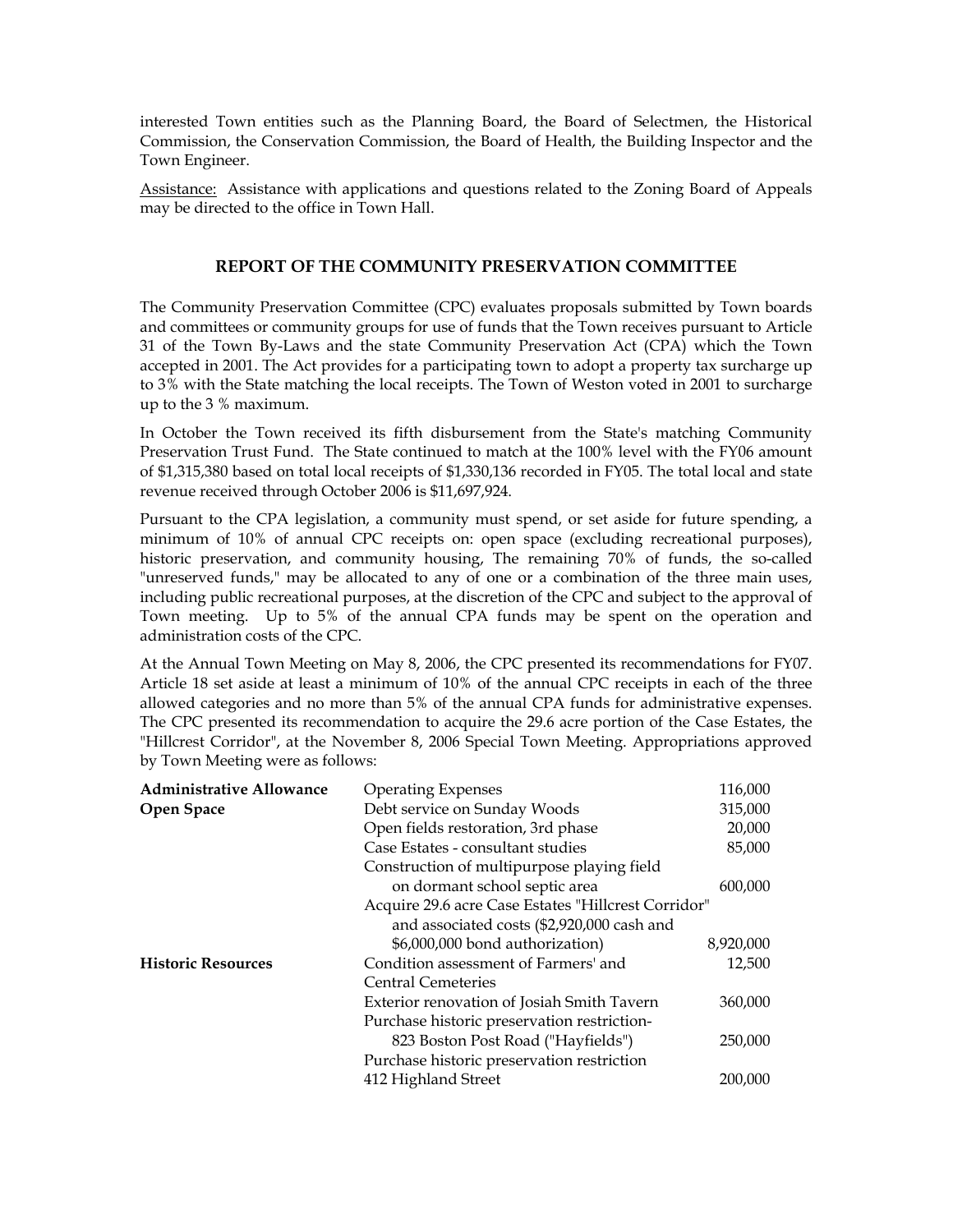interested Town entities such as the Planning Board, the Board of Selectmen, the Historical Commission, the Conservation Commission, the Board of Health, the Building Inspector and the Town Engineer.

Assistance: Assistance with applications and questions related to the Zoning Board of Appeals may be directed to the office in Town Hall.

## REPORT OF THE COMMUNITY PRESERVATION COMMITTEE

The Community Preservation Committee (CPC) evaluates proposals submitted by Town boards and committees or community groups for use of funds that the Town receives pursuant to Article 31 of the Town By-Laws and the state Community Preservation Act (CPA) which the Town accepted in 2001. The Act provides for a participating town to adopt a property tax surcharge up to 3% with the State matching the local receipts. The Town of Weston voted in 2001 to surcharge up to the 3 % maximum.

In October the Town received its fifth disbursement from the State's matching Community Preservation Trust Fund. The State continued to match at the 100% level with the FY06 amount of $1,315,380 based on total local receipts of $1,330,136 recorded in FY05. The total local and state revenue received through October 2006 is $11,697,924.

Pursuant to the CPA legislation, a community must spend, or set aside for future spending, a minimum of 10% of annual CPC receipts on: open space (excluding recreational purposes), historic preservation, and community housing, The remaining 70% of funds, the so-called "unreserved funds," may be allocated to any of one or a combination of the three main uses, including public recreational purposes, at the discretion of the CPC and subject to the approval of Town meeting. Up to 5% of the annual CPA funds may be spent on the operation and administration costs of the CPC.

At the Annual Town Meeting on May 8, 2006, the CPC presented its recommendations for FY07. Article 18 set aside at least a minimum of 10% of the annual CPC receipts in each of the three allowed categories and no more than 5% of the annual CPA funds for administrative expenses. The CPC presented its recommendation to acquire the 29.6 acre portion of the Case Estates, the "Hillcrest Corridor", at the November 8, 2006 Special Town Meeting. Appropriations approved by Town Meeting were as follows:

| | | |
|---|---|---|
| **Administrative Allowance** | Operating Expenses | 116,000 |
| **Open Space** | Debt service on Sunday Woods | 315,000 |
| | Open fields restoration, 3rd phase | 20,000 |
| | Case Estates - consultant studies | 85,000 |
| | Construction of multipurpose playing field on dormant school septic area | 600,000 |
| | Acquire 29.6 acre Case Estates "Hillcrest Corridor" and associated costs ($2,920,000 cash and $6,000,000 bond authorization) | 8,920,000 |
| **Historic Resources** | Condition assessment of Farmers' and Central Cemeteries | 12,500 |
| | Exterior renovation of Josiah Smith Tavern | 360,000 |
| | Purchase historic preservation restriction- 823 Boston Post Road ("Hayfields") | 250,000 |
| | Purchase historic preservation restriction 412 Highland Street | 200,000 |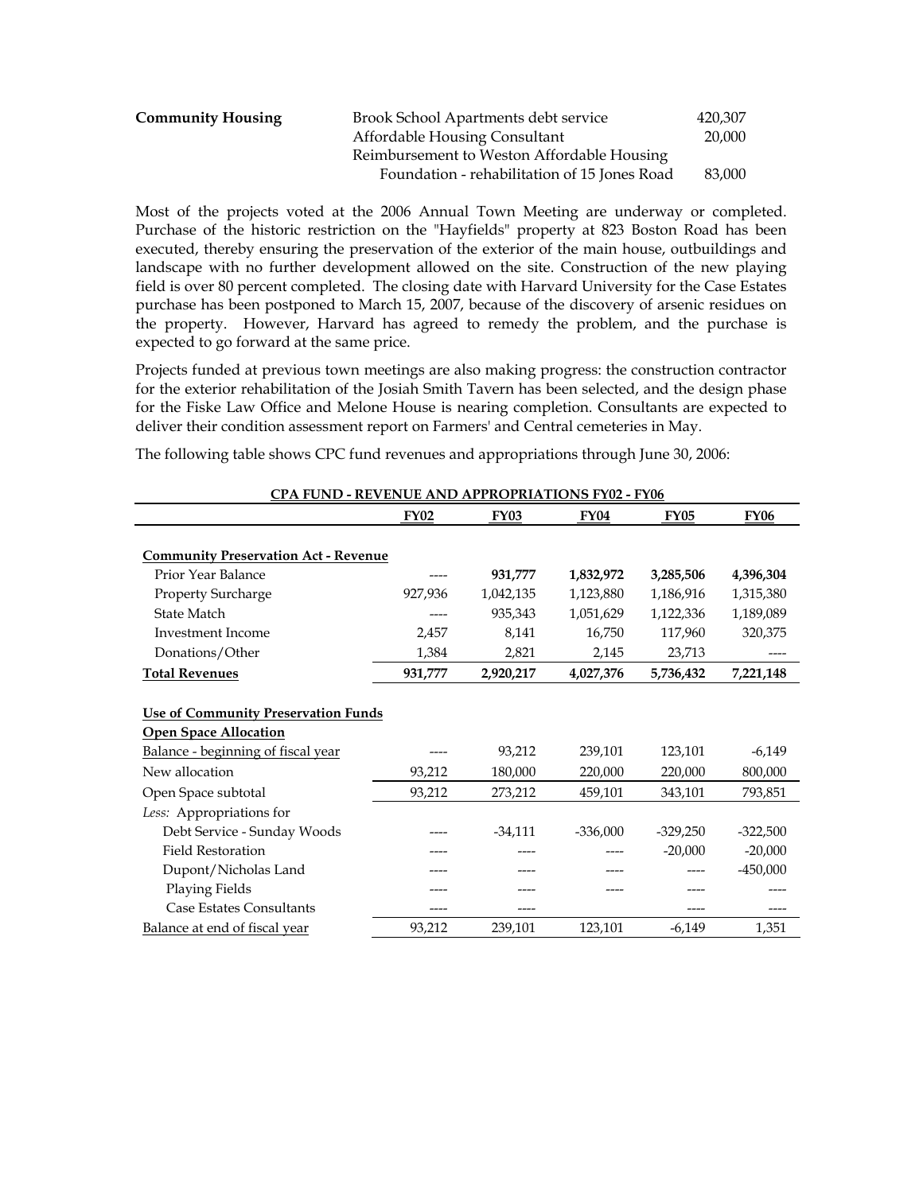| **Community Housing** | Brook School Apartments debt service | 420,307 |
|---|---|---|
| | Affordable Housing Consultant | 20,000 |
| | Reimbursement to Weston Affordable Housing Foundation - rehabilitation of 15 Jones Road | 83,000 |

Most of the projects voted at the 2006 Annual Town Meeting are underway or completed. Purchase of the historic restriction on the "Hayfields" property at 823 Boston Road has been executed, thereby ensuring the preservation of the exterior of the main house, outbuildings and landscape with no further development allowed on the site. Construction of the new playing field is over 80 percent completed. The closing date with Harvard University for the Case Estates purchase has been postponed to March 15, 2007, because of the discovery of arsenic residues on the property. However, Harvard has agreed to remedy the problem, and the purchase is expected to go forward at the same price.

Projects funded at previous town meetings are also making progress: the construction contractor for the exterior rehabilitation of the Josiah Smith Tavern has been selected, and the design phase for the Fiske Law Office and Melone House is nearing completion. Consultants are expected to deliver their condition assessment report on Farmers' and Central cemeteries in May.

The following table shows CPC fund revenues and appropriations through June 30, 2006:

**CPA FUND - REVENUE AND APPROPRIATIONS FY02 - FY06**

| | FY02 | FY03 | FY04 | FY05 | FY06 |
|---|---|---|---|---|---|
| **Community Preservation Act - Revenue** | | | | | |
| Prior Year Balance | ---- | **931,777** | **1,832,972** | **3,285,506** | **4,396,304** |
| Property Surcharge | 927,936 | 1,042,135 | 1,123,880 | 1,186,916 | 1,315,380 |
| State Match | ---- | 935,343 | 1,051,629 | 1,122,336 | 1,189,089 |
| Investment Income | 2,457 | 8,141 | 16,750 | 117,960 | 320,375 |
| Donations/Other | 1,384 | 2,821 | 2,145 | 23,713 | ---- |
| **Total Revenues** | **931,777** | **2,920,217** | **4,027,376** | **5,736,432** | **7,221,148** |
| | | | | | |
| **Use of Community Preservation Funds** | | | | | |
| **Open Space Allocation** | | | | | |
| Balance - beginning of fiscal year | ---- | 93,212 | 239,101 | 123,101 | -6,149 |
| New allocation | 93,212 | 180,000 | 220,000 | 220,000 | 800,000 |
| Open Space subtotal | 93,212 | 273,212 | 459,101 | 343,101 | 793,851 |
| *Less:* Appropriations for | | | | | |
| Debt Service - Sunday Woods | ---- | -34,111 | -336,000 | -329,250 | -322,500 |
| Field Restoration | ---- | ---- | ---- | -20,000 | -20,000 |
| Dupont/Nicholas Land | ---- | ---- | ---- | ---- | -450,000 |
| Playing Fields | ---- | ---- | ---- | ---- | ---- |
| Case Estates Consultants | ---- | ---- | | ---- | ---- |
| Balance at end of fiscal year | 93,212 | 239,101 | 123,101 | -6,149 | 1,351 |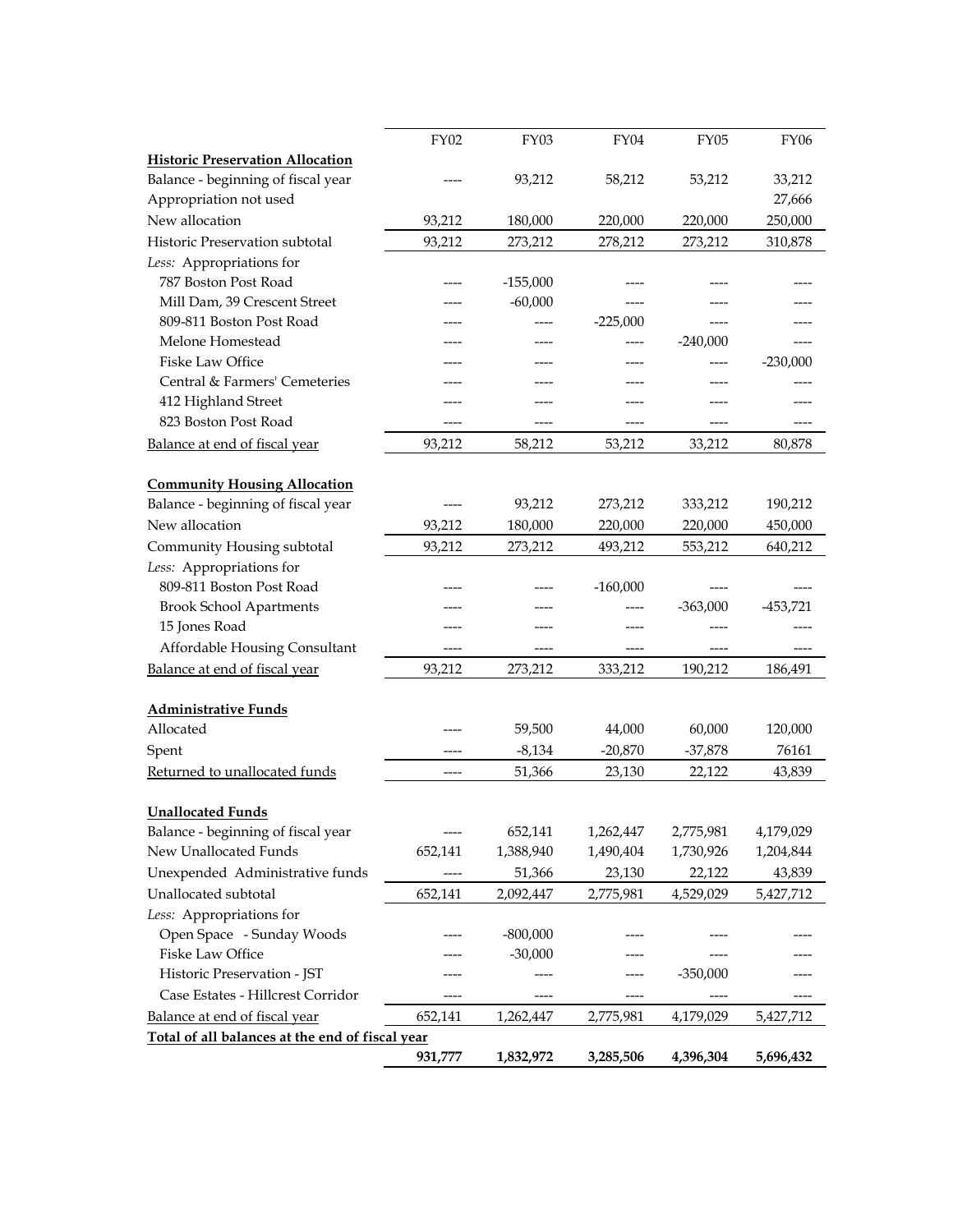| | FY02 | FY03 | FY04 | FY05 | FY06 |
|---|---|---|---|---|---|
| **Historic Preservation Allocation** | | | | | |
| Balance - beginning of fiscal year | ---- | 93,212 | 58,212 | 53,212 | 33,212 |
| Appropriation not used | | | | | 27,666 |
| New allocation | 93,212 | 180,000 | 220,000 | 220,000 | 250,000 |
| Historic Preservation subtotal | 93,212 | 273,212 | 278,212 | 273,212 | 310,878 |
| *Less:* Appropriations for | | | | | |
| 787 Boston Post Road | ---- | -155,000 | ---- | ---- | ---- |
| Mill Dam, 39 Crescent Street | ---- | -60,000 | ---- | ---- | ---- |
| 809-811 Boston Post Road | ---- | ---- | -225,000 | ---- | ---- |
| Melone Homestead | ---- | ---- | ---- | -240,000 | ---- |
| Fiske Law Office | ---- | ---- | ---- | ---- | -230,000 |
| Central & Farmers' Cemeteries | ---- | ---- | ---- | ---- | ---- |
| 412 Highland Street | ---- | ---- | ---- | ---- | ---- |
| 823 Boston Post Road | ---- | ---- | ---- | ---- | ---- |
| Balance at end of fiscal year | 93,212 | 58,212 | 53,212 | 33,212 | 80,878 |
| | | | | | |
| **Community Housing Allocation** | | | | | |
| Balance - beginning of fiscal year | ---- | 93,212 | 273,212 | 333,212 | 190,212 |
| New allocation | 93,212 | 180,000 | 220,000 | 220,000 | 450,000 |
| Community Housing subtotal | 93,212 | 273,212 | 493,212 | 553,212 | 640,212 |
| *Less:* Appropriations for | | | | | |
| 809-811 Boston Post Road | ---- | ---- | -160,000 | ---- | ---- |
| Brook School Apartments | ---- | ---- | ---- | -363,000 | -453,721 |
| 15 Jones Road | ---- | ---- | ---- | ---- | ---- |
| Affordable Housing Consultant | ---- | ---- | ---- | ---- | ---- |
| Balance at end of fiscal year | 93,212 | 273,212 | 333,212 | 190,212 | 186,491 |
| | | | | | |
| **Administrative Funds** | | | | | |
| Allocated | ---- | 59,500 | 44,000 | 60,000 | 120,000 |
| Spent | ---- | -8,134 | -20,870 | -37,878 | 76161 |
| Returned to unallocated funds | ---- | 51,366 | 23,130 | 22,122 | 43,839 |
| | | | | | |
| **Unallocated Funds** | | | | | |
| Balance - beginning of fiscal year | ---- | 652,141 | 1,262,447 | 2,775,981 | 4,179,029 |
| New Unallocated Funds | 652,141 | 1,388,940 | 1,490,404 | 1,730,926 | 1,204,844 |
| Unexpended Administrative funds | ---- | 51,366 | 23,130 | 22,122 | 43,839 |
| Unallocated subtotal | 652,141 | 2,092,447 | 2,775,981 | 4,529,029 | 5,427,712 |
| *Less:* Appropriations for | | | | | |
| Open Space - Sunday Woods | ---- | -800,000 | ---- | ---- | ---- |
| Fiske Law Office | ---- | -30,000 | ---- | ---- | ---- |
| Historic Preservation - JST | ---- | ---- | ---- | -350,000 | ---- |
| Case Estates - Hillcrest Corridor | ---- | ---- | ---- | ---- | ---- |
| Balance at end of fiscal year | 652,141 | 1,262,447 | 2,775,981 | 4,179,029 | 5,427,712 |
| **Total of all balances at the end of fiscal year** | **931,777** | **1,832,972** | **3,285,506** | **4,396,304** | **5,696,432** |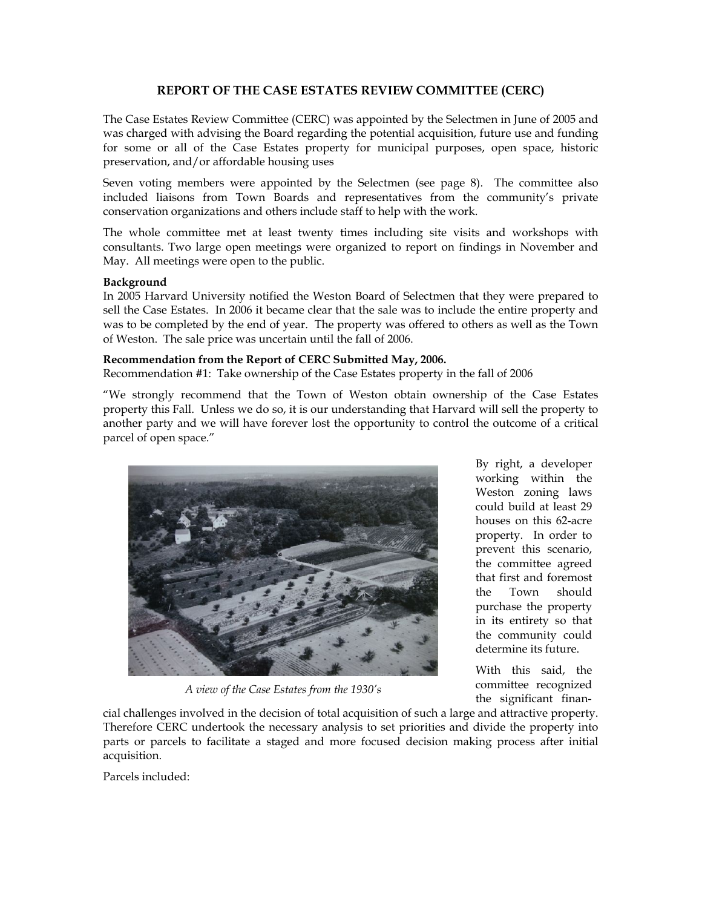## REPORT OF THE CASE ESTATES REVIEW COMMITTEE (CERC)

The Case Estates Review Committee (CERC) was appointed by the Selectmen in June of 2005 and was charged with advising the Board regarding the potential acquisition, future use and funding for some or all of the Case Estates property for municipal purposes, open space, historic preservation, and/or affordable housing uses

Seven voting members were appointed by the Selectmen (see page 8). The committee also included liaisons from Town Boards and representatives from the community's private conservation organizations and others include staff to help with the work.

The whole committee met at least twenty times including site visits and workshops with consultants. Two large open meetings were organized to report on findings in November and May. All meetings were open to the public.

**Background**

In 2005 Harvard University notified the Weston Board of Selectmen that they were prepared to sell the Case Estates. In 2006 it became clear that the sale was to include the entire property and was to be completed by the end of year. The property was offered to others as well as the Town of Weston. The sale price was uncertain until the fall of 2006.

**Recommendation from the Report of CERC Submitted May, 2006.**

Recommendation #1: Take ownership of the Case Estates property in the fall of 2006

"We strongly recommend that the Town of Weston obtain ownership of the Case Estates property this Fall. Unless we do so, it is our understanding that Harvard will sell the property to another party and we will have forever lost the opportunity to control the outcome of a critical parcel of open space."

*A view of the Case Estates from the 1930's*

By right, a developer working within the Weston zoning laws could build at least 29 houses on this 62-acre property. In order to prevent this scenario, the committee agreed that first and foremost the Town should purchase the property in its entirety so that the community could determine its future.

With this said, the committee recognized the significant financial challenges involved in the decision of total acquisition of such a large and attractive property. Therefore CERC undertook the necessary analysis to set priorities and divide the property into parts or parcels to facilitate a staged and more focused decision making process after initial acquisition.

Parcels included: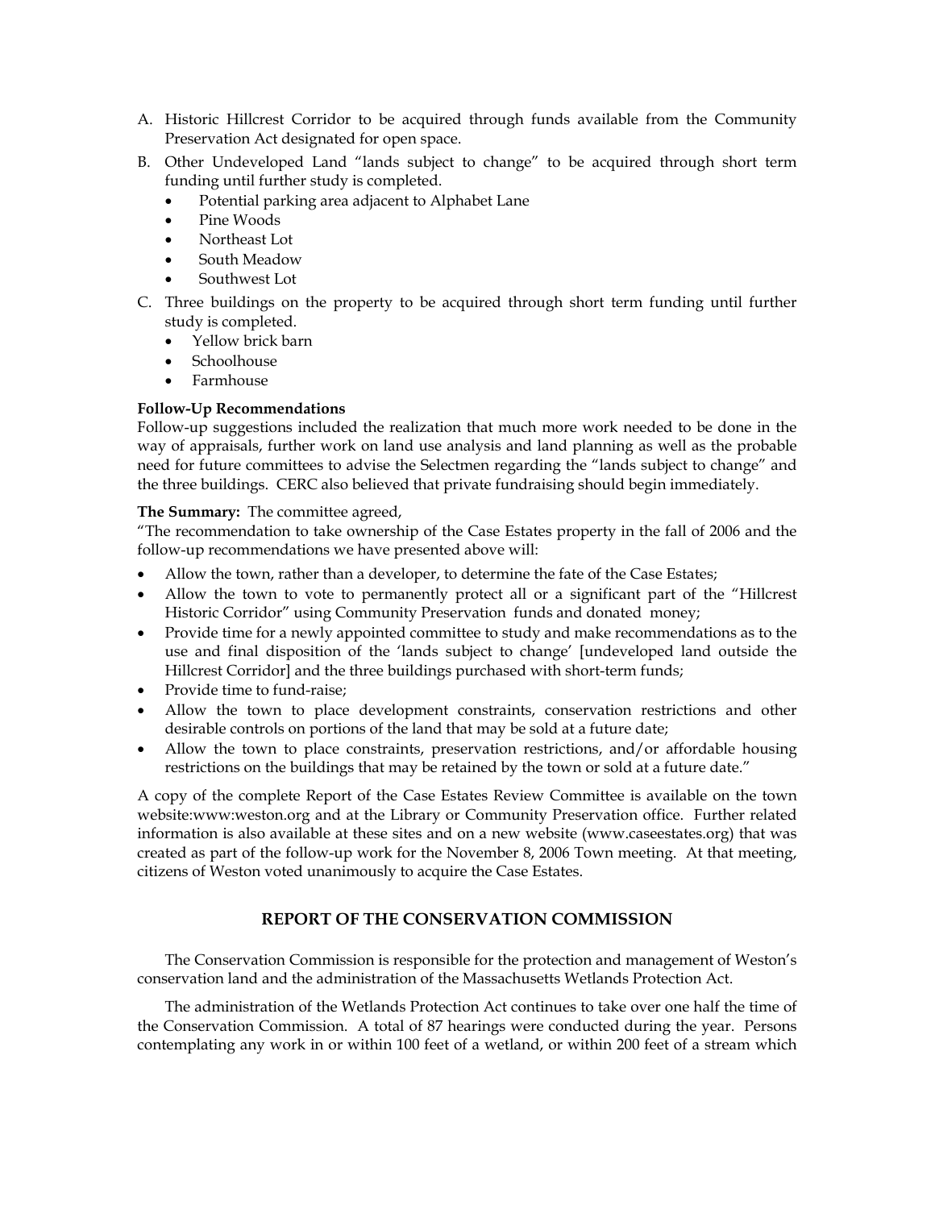A. Historic Hillcrest Corridor to be acquired through funds available from the Community Preservation Act designated for open space.

B. Other Undeveloped Land "lands subject to change" to be acquired through short term funding until further study is completed.
   - Potential parking area adjacent to Alphabet Lane
   - Pine Woods
   - Northeast Lot
   - South Meadow
   - Southwest Lot

C. Three buildings on the property to be acquired through short term funding until further study is completed.
   - Yellow brick barn
   - Schoolhouse
   - Farmhouse

**Follow-Up Recommendations**

Follow-up suggestions included the realization that much more work needed to be done in the way of appraisals, further work on land use analysis and land planning as well as the probable need for future committees to advise the Selectmen regarding the "lands subject to change" and the three buildings. CERC also believed that private fundraising should begin immediately.

**The Summary:** The committee agreed,

"The recommendation to take ownership of the Case Estates property in the fall of 2006 and the follow-up recommendations we have presented above will:

- Allow the town, rather than a developer, to determine the fate of the Case Estates;
- Allow the town to vote to permanently protect all or a significant part of the "Hillcrest Historic Corridor" using Community Preservation funds and donated money;
- Provide time for a newly appointed committee to study and make recommendations as to the use and final disposition of the 'lands subject to change' [undeveloped land outside the Hillcrest Corridor] and the three buildings purchased with short-term funds;
- Provide time to fund-raise;
- Allow the town to place development constraints, conservation restrictions and other desirable controls on portions of the land that may be sold at a future date;
- Allow the town to place constraints, preservation restrictions, and/or affordable housing restrictions on the buildings that may be retained by the town or sold at a future date."

A copy of the complete Report of the Case Estates Review Committee is available on the town website:www:weston.org and at the Library or Community Preservation office. Further related information is also available at these sites and on a new website (www.caseestates.org) that was created as part of the follow-up work for the November 8, 2006 Town meeting. At that meeting, citizens of Weston voted unanimously to acquire the Case Estates.

## REPORT OF THE CONSERVATION COMMISSION

The Conservation Commission is responsible for the protection and management of Weston's conservation land and the administration of the Massachusetts Wetlands Protection Act.

The administration of the Wetlands Protection Act continues to take over one half the time of the Conservation Commission. A total of 87 hearings were conducted during the year. Persons contemplating any work in or within 100 feet of a wetland, or within 200 feet of a stream which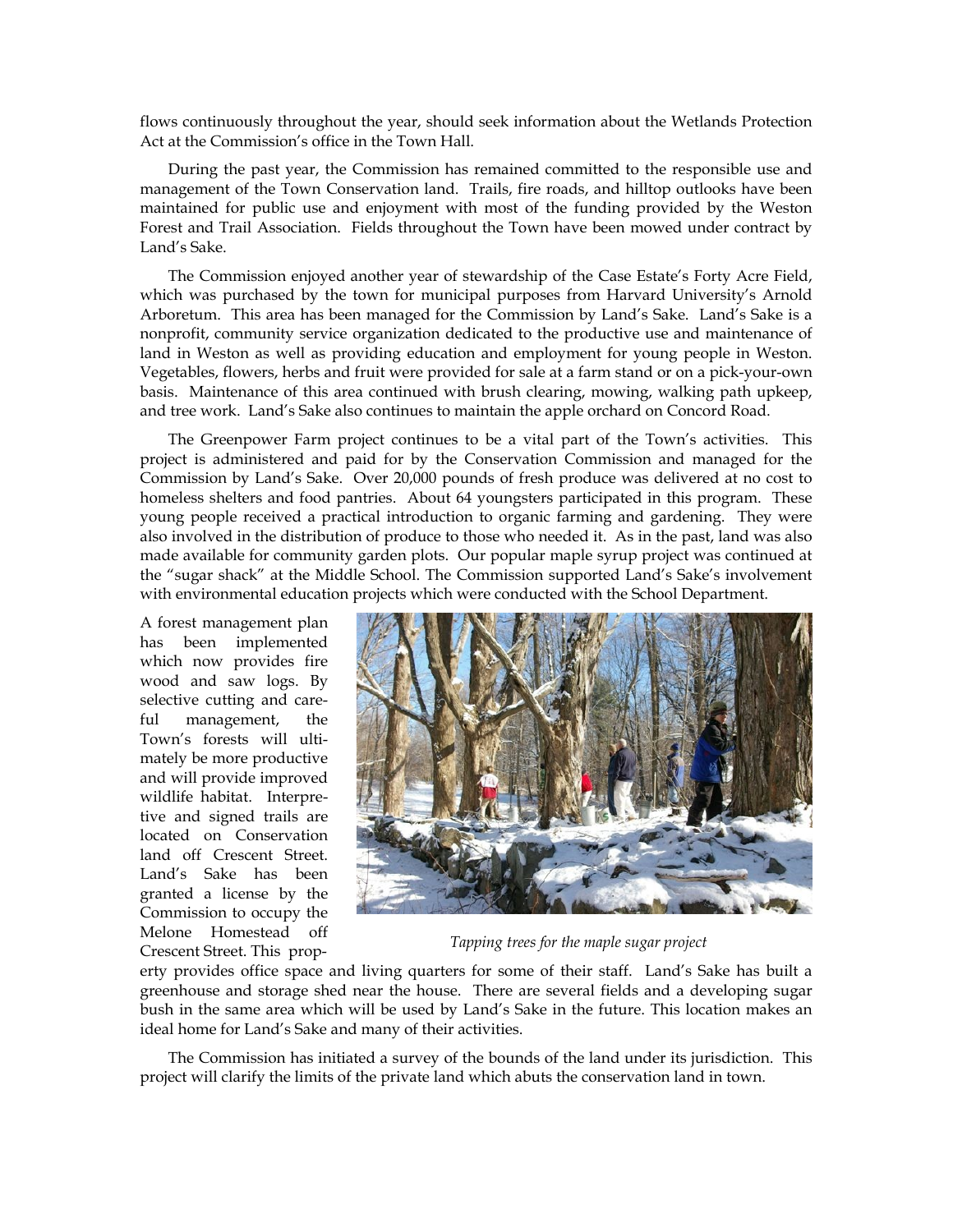flows continuously throughout the year, should seek information about the Wetlands Protection Act at the Commission's office in the Town Hall.

During the past year, the Commission has remained committed to the responsible use and management of the Town Conservation land. Trails, fire roads, and hilltop outlooks have been maintained for public use and enjoyment with most of the funding provided by the Weston Forest and Trail Association. Fields throughout the Town have been mowed under contract by Land's Sake.

The Commission enjoyed another year of stewardship of the Case Estate's Forty Acre Field, which was purchased by the town for municipal purposes from Harvard University's Arnold Arboretum. This area has been managed for the Commission by Land's Sake. Land's Sake is a nonprofit, community service organization dedicated to the productive use and maintenance of land in Weston as well as providing education and employment for young people in Weston. Vegetables, flowers, herbs and fruit were provided for sale at a farm stand or on a pick-your-own basis. Maintenance of this area continued with brush clearing, mowing, walking path upkeep, and tree work. Land's Sake also continues to maintain the apple orchard on Concord Road.

The Greenpower Farm project continues to be a vital part of the Town's activities. This project is administered and paid for by the Conservation Commission and managed for the Commission by Land's Sake. Over 20,000 pounds of fresh produce was delivered at no cost to homeless shelters and food pantries. About 64 youngsters participated in this program. These young people received a practical introduction to organic farming and gardening. They were also involved in the distribution of produce to those who needed it. As in the past, land was also made available for community garden plots. Our popular maple syrup project was continued at the "sugar shack" at the Middle School. The Commission supported Land's Sake's involvement with environmental education projects which were conducted with the School Department.

A forest management plan has been implemented which now provides fire wood and saw logs. By selective cutting and careful management, the Town's forests will ultimately be more productive and will provide improved wildlife habitat. Interpretive and signed trails are located on Conservation land off Crescent Street. Land's Sake has been granted a license by the Commission to occupy the Melone Homestead off Crescent Street. This property provides office space and living quarters for some of their staff. Land's Sake has built a greenhouse and storage shed near the house. There are several fields and a developing sugar bush in the same area which will be used by Land's Sake in the future. This location makes an ideal home for Land's Sake and many of their activities.

*Tapping trees for the maple sugar project*

The Commission has initiated a survey of the bounds of the land under its jurisdiction. This project will clarify the limits of the private land which abuts the conservation land in town.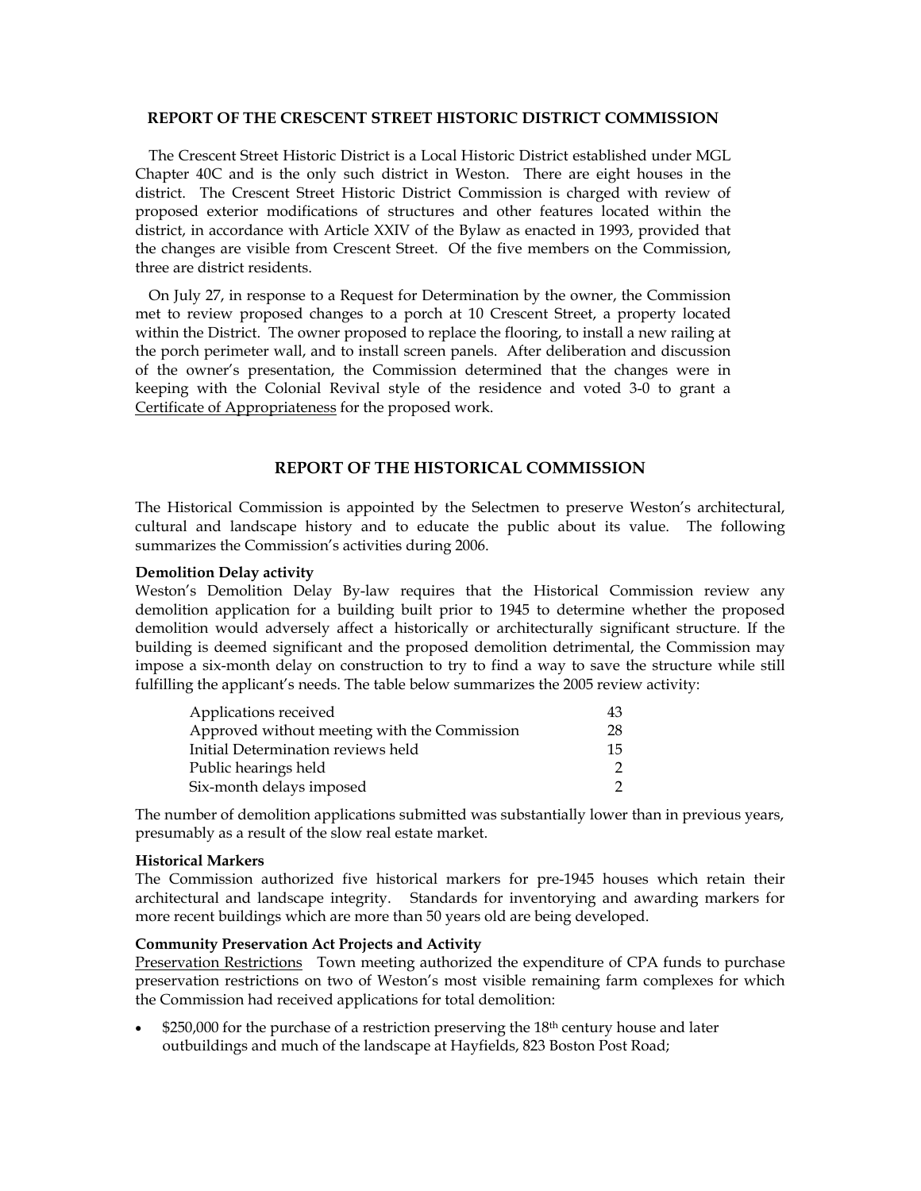## REPORT OF THE CRESCENT STREET HISTORIC DISTRICT COMMISSION

The Crescent Street Historic District is a Local Historic District established under MGL Chapter 40C and is the only such district in Weston. There are eight houses in the district. The Crescent Street Historic District Commission is charged with review of proposed exterior modifications of structures and other features located within the district, in accordance with Article XXIV of the Bylaw as enacted in 1993, provided that the changes are visible from Crescent Street. Of the five members on the Commission, three are district residents.

On July 27, in response to a Request for Determination by the owner, the Commission met to review proposed changes to a porch at 10 Crescent Street, a property located within the District. The owner proposed to replace the flooring, to install a new railing at the porch perimeter wall, and to install screen panels. After deliberation and discussion of the owner's presentation, the Commission determined that the changes were in keeping with the Colonial Revival style of the residence and voted 3-0 to grant a Certificate of Appropriateness for the proposed work.

## REPORT OF THE HISTORICAL COMMISSION

The Historical Commission is appointed by the Selectmen to preserve Weston's architectural, cultural and landscape history and to educate the public about its value. The following summarizes the Commission's activities during 2006.

**Demolition Delay activity**

Weston's Demolition Delay By-law requires that the Historical Commission review any demolition application for a building built prior to 1945 to determine whether the proposed demolition would adversely affect a historically or architecturally significant structure. If the building is deemed significant and the proposed demolition detrimental, the Commission may impose a six-month delay on construction to try to find a way to save the structure while still fulfilling the applicant's needs. The table below summarizes the 2005 review activity:

| | |
|---|---|
| Applications received | 43 |
| Approved without meeting with the Commission | 28 |
| Initial Determination reviews held | 15 |
| Public hearings held | 2 |
| Six-month delays imposed | 2 |

The number of demolition applications submitted was substantially lower than in previous years, presumably as a result of the slow real estate market.

**Historical Markers**

The Commission authorized five historical markers for pre-1945 houses which retain their architectural and landscape integrity. Standards for inventorying and awarding markers for more recent buildings which are more than 50 years old are being developed.

**Community Preservation Act Projects and Activity**

Preservation Restrictions Town meeting authorized the expenditure of CPA funds to purchase preservation restrictions on two of Weston's most visible remaining farm complexes for which the Commission had received applications for total demolition:

- $250,000 for the purchase of a restriction preserving the 18th century house and later outbuildings and much of the landscape at Hayfields, 823 Boston Post Road;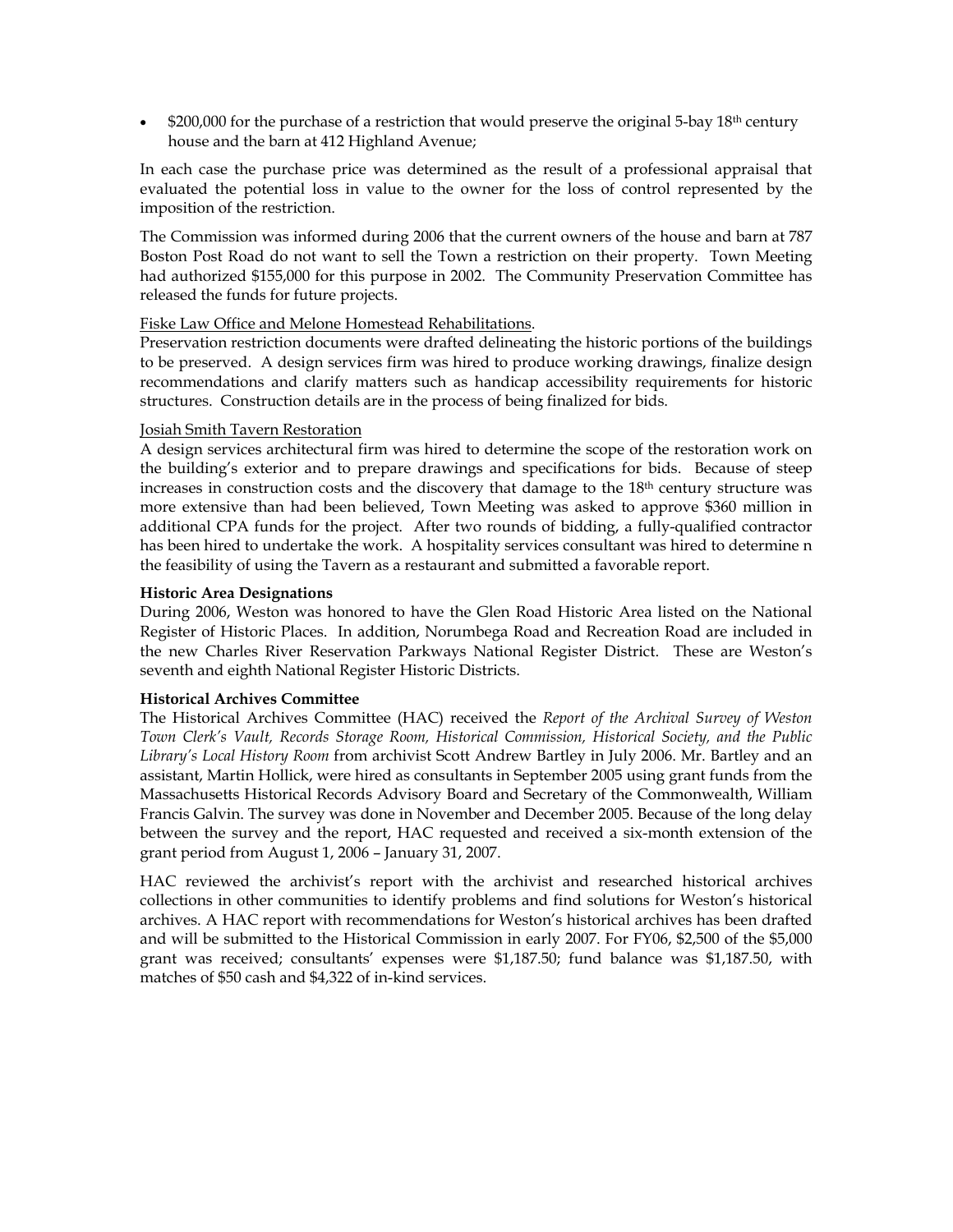- $200,000 for the purchase of a restriction that would preserve the original 5-bay 18th century house and the barn at 412 Highland Avenue;

In each case the purchase price was determined as the result of a professional appraisal that evaluated the potential loss in value to the owner for the loss of control represented by the imposition of the restriction.

The Commission was informed during 2006 that the current owners of the house and barn at 787 Boston Post Road do not want to sell the Town a restriction on their property. Town Meeting had authorized $155,000 for this purpose in 2002. The Community Preservation Committee has released the funds for future projects.

Fiske Law Office and Melone Homestead Rehabilitations.

Preservation restriction documents were drafted delineating the historic portions of the buildings to be preserved. A design services firm was hired to produce working drawings, finalize design recommendations and clarify matters such as handicap accessibility requirements for historic structures. Construction details are in the process of being finalized for bids.

Josiah Smith Tavern Restoration

A design services architectural firm was hired to determine the scope of the restoration work on the building's exterior and to prepare drawings and specifications for bids. Because of steep increases in construction costs and the discovery that damage to the 18th century structure was more extensive than had been believed, Town Meeting was asked to approve $360 million in additional CPA funds for the project. After two rounds of bidding, a fully-qualified contractor has been hired to undertake the work. A hospitality services consultant was hired to determine n the feasibility of using the Tavern as a restaurant and submitted a favorable report.

**Historic Area Designations**

During 2006, Weston was honored to have the Glen Road Historic Area listed on the National Register of Historic Places. In addition, Norumbega Road and Recreation Road are included in the new Charles River Reservation Parkways National Register District. These are Weston's seventh and eighth National Register Historic Districts.

**Historical Archives Committee**

The Historical Archives Committee (HAC) received the *Report of the Archival Survey of Weston Town Clerk's Vault, Records Storage Room, Historical Commission, Historical Society, and the Public Library's Local History Room* from archivist Scott Andrew Bartley in July 2006. Mr. Bartley and an assistant, Martin Hollick, were hired as consultants in September 2005 using grant funds from the Massachusetts Historical Records Advisory Board and Secretary of the Commonwealth, William Francis Galvin. The survey was done in November and December 2005. Because of the long delay between the survey and the report, HAC requested and received a six-month extension of the grant period from August 1, 2006 – January 31, 2007.

HAC reviewed the archivist's report with the archivist and researched historical archives collections in other communities to identify problems and find solutions for Weston's historical archives. A HAC report with recommendations for Weston's historical archives has been drafted and will be submitted to the Historical Commission in early 2007. For FY06, $2,500 of the $5,000 grant was received; consultants' expenses were $1,187.50; fund balance was $1,187.50, with matches of $50 cash and $4,322 of in-kind services.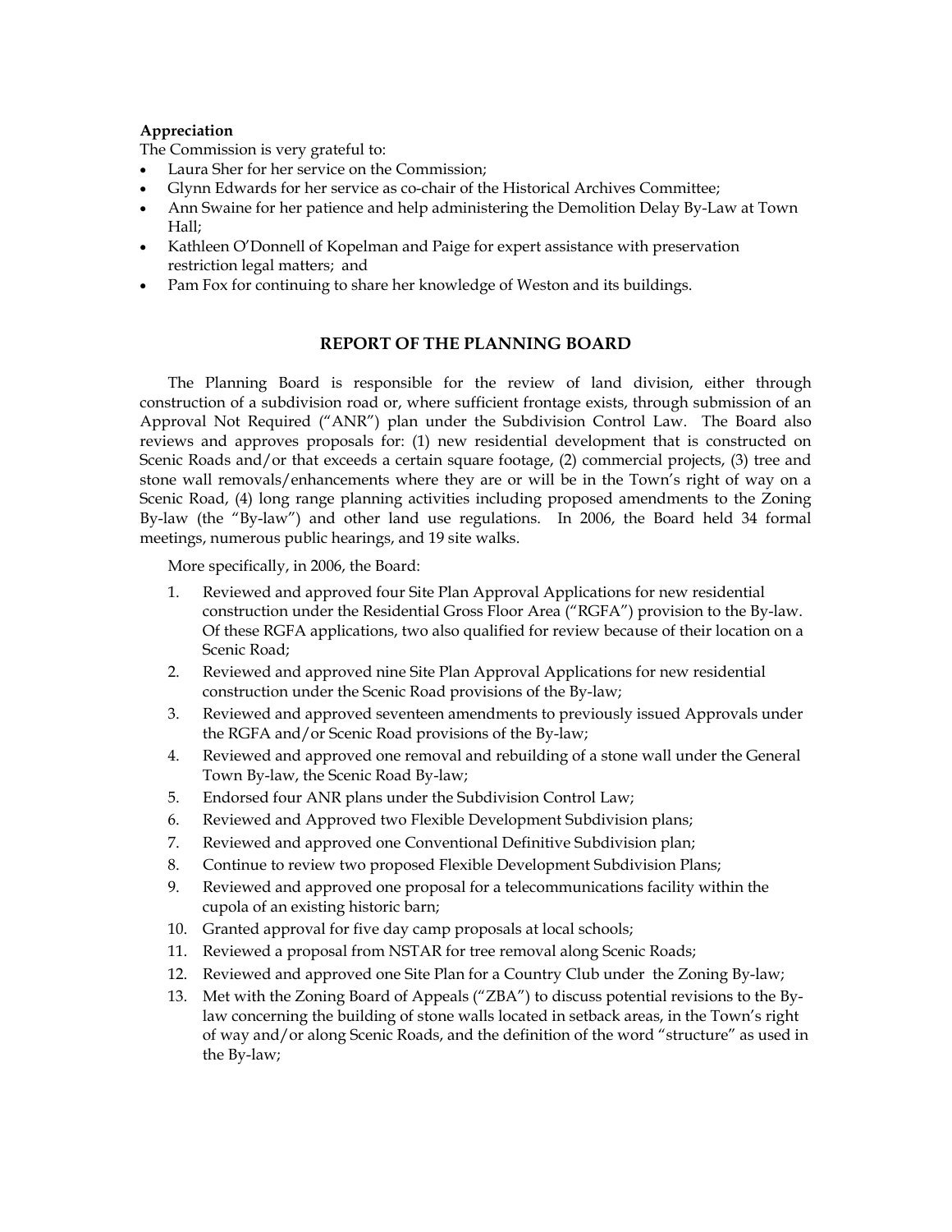**Appreciation**

The Commission is very grateful to:

- Laura Sher for her service on the Commission;
- Glynn Edwards for her service as co-chair of the Historical Archives Committee;
- Ann Swaine for her patience and help administering the Demolition Delay By-Law at Town Hall;
- Kathleen O'Donnell of Kopelman and Paige for expert assistance with preservation restriction legal matters; and
- Pam Fox for continuing to share her knowledge of Weston and its buildings.

## REPORT OF THE PLANNING BOARD

The Planning Board is responsible for the review of land division, either through construction of a subdivision road or, where sufficient frontage exists, through submission of an Approval Not Required ("ANR") plan under the Subdivision Control Law. The Board also reviews and approves proposals for: (1) new residential development that is constructed on Scenic Roads and/or that exceeds a certain square footage, (2) commercial projects, (3) tree and stone wall removals/enhancements where they are or will be in the Town's right of way on a Scenic Road, (4) long range planning activities including proposed amendments to the Zoning By-law (the "By-law") and other land use regulations. In 2006, the Board held 34 formal meetings, numerous public hearings, and 19 site walks.

More specifically, in 2006, the Board:

1. Reviewed and approved four Site Plan Approval Applications for new residential construction under the Residential Gross Floor Area ("RGFA") provision to the By-law. Of these RGFA applications, two also qualified for review because of their location on a Scenic Road;
2. Reviewed and approved nine Site Plan Approval Applications for new residential construction under the Scenic Road provisions of the By-law;
3. Reviewed and approved seventeen amendments to previously issued Approvals under the RGFA and/or Scenic Road provisions of the By-law;
4. Reviewed and approved one removal and rebuilding of a stone wall under the General Town By-law, the Scenic Road By-law;
5. Endorsed four ANR plans under the Subdivision Control Law;
6. Reviewed and Approved two Flexible Development Subdivision plans;
7. Reviewed and approved one Conventional Definitive Subdivision plan;
8. Continue to review two proposed Flexible Development Subdivision Plans;
9. Reviewed and approved one proposal for a telecommunications facility within the cupola of an existing historic barn;
10. Granted approval for five day camp proposals at local schools;
11. Reviewed a proposal from NSTAR for tree removal along Scenic Roads;
12. Reviewed and approved one Site Plan for a Country Club under the Zoning By-law;
13. Met with the Zoning Board of Appeals ("ZBA") to discuss potential revisions to the By-law concerning the building of stone walls located in setback areas, in the Town's right of way and/or along Scenic Roads, and the definition of the word "structure" as used in the By-law;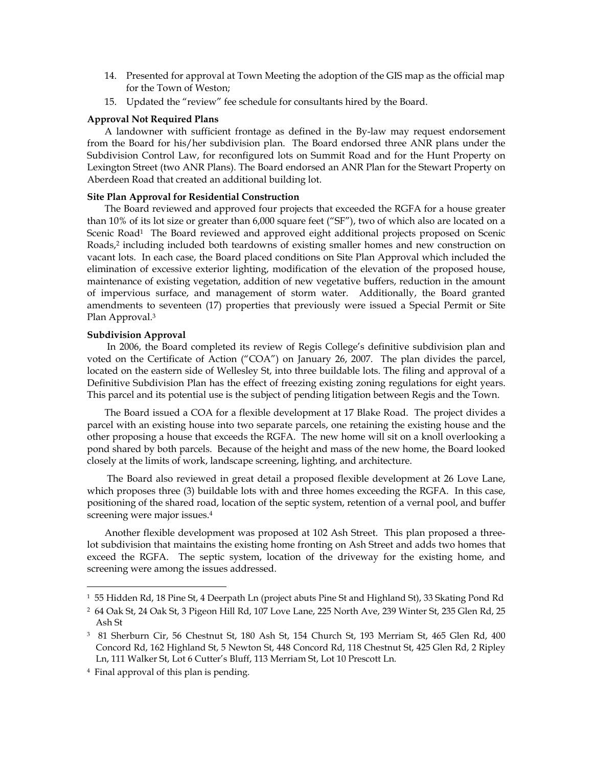14. Presented for approval at Town Meeting the adoption of the GIS map as the official map for the Town of Weston;
15. Updated the "review" fee schedule for consultants hired by the Board.

**Approval Not Required Plans**

A landowner with sufficient frontage as defined in the By-law may request endorsement from the Board for his/her subdivision plan. The Board endorsed three ANR plans under the Subdivision Control Law, for reconfigured lots on Summit Road and for the Hunt Property on Lexington Street (two ANR Plans). The Board endorsed an ANR Plan for the Stewart Property on Aberdeen Road that created an additional building lot.

**Site Plan Approval for Residential Construction**

The Board reviewed and approved four projects that exceeded the RGFA for a house greater than 10% of its lot size or greater than 6,000 square feet ("SF"), two of which also are located on a Scenic Road[1] The Board reviewed and approved eight additional projects proposed on Scenic Roads,[2] including included both teardowns of existing smaller homes and new construction on vacant lots. In each case, the Board placed conditions on Site Plan Approval which included the elimination of excessive exterior lighting, modification of the elevation of the proposed house, maintenance of existing vegetation, addition of new vegetative buffers, reduction in the amount of impervious surface, and management of storm water. Additionally, the Board granted amendments to seventeen (17) properties that previously were issued a Special Permit or Site Plan Approval.[3]

**Subdivision Approval**

In 2006, the Board completed its review of Regis College's definitive subdivision plan and voted on the Certificate of Action ("COA") on January 26, 2007. The plan divides the parcel, located on the eastern side of Wellesley St, into three buildable lots. The filing and approval of a Definitive Subdivision Plan has the effect of freezing existing zoning regulations for eight years. This parcel and its potential use is the subject of pending litigation between Regis and the Town.

The Board issued a COA for a flexible development at 17 Blake Road. The project divides a parcel with an existing house into two separate parcels, one retaining the existing house and the other proposing a house that exceeds the RGFA. The new home will sit on a knoll overlooking a pond shared by both parcels. Because of the height and mass of the new home, the Board looked closely at the limits of work, landscape screening, lighting, and architecture.

The Board also reviewed in great detail a proposed flexible development at 26 Love Lane, which proposes three (3) buildable lots with and three homes exceeding the RGFA. In this case, positioning of the shared road, location of the septic system, retention of a vernal pool, and buffer screening were major issues.[4]

Another flexible development was proposed at 102 Ash Street. This plan proposed a three-lot subdivision that maintains the existing home fronting on Ash Street and adds two homes that exceed the RGFA. The septic system, location of the driveway for the existing home, and screening were among the issues addressed.

---

[1] 55 Hidden Rd, 18 Pine St, 4 Deerpath Ln (project abuts Pine St and Highland St), 33 Skating Pond Rd

[2] 64 Oak St, 24 Oak St, 3 Pigeon Hill Rd, 107 Love Lane, 225 North Ave, 239 Winter St, 235 Glen Rd, 25 Ash St

[3] 81 Sherburn Cir, 56 Chestnut St, 180 Ash St, 154 Church St, 193 Merriam St, 465 Glen Rd, 400 Concord Rd, 162 Highland St, 5 Newton St, 448 Concord Rd, 118 Chestnut St, 425 Glen Rd, 2 Ripley Ln, 111 Walker St, Lot 6 Cutter's Bluff, 113 Merriam St, Lot 10 Prescott Ln.

[4] Final approval of this plan is pending.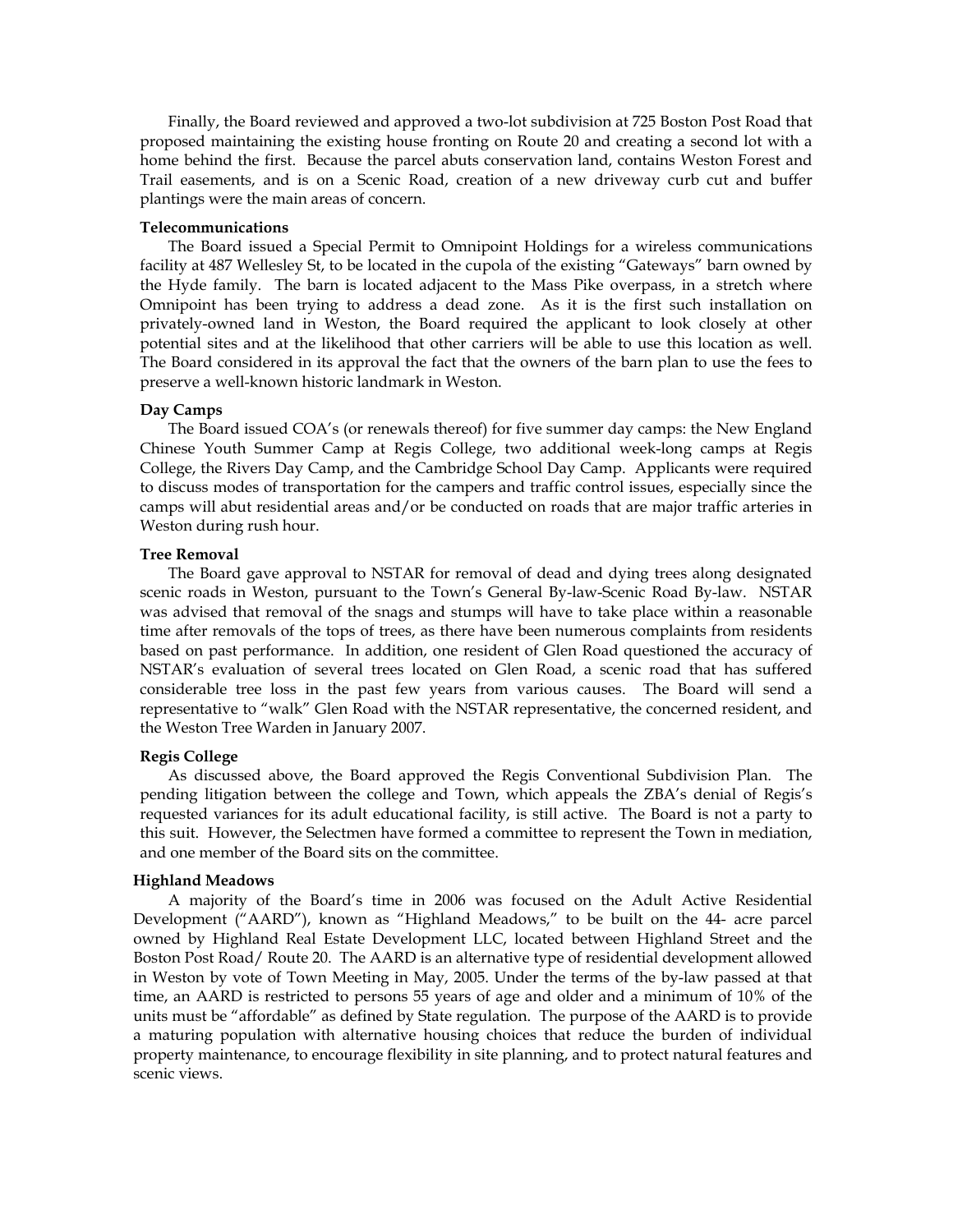Finally, the Board reviewed and approved a two-lot subdivision at 725 Boston Post Road that proposed maintaining the existing house fronting on Route 20 and creating a second lot with a home behind the first. Because the parcel abuts conservation land, contains Weston Forest and Trail easements, and is on a Scenic Road, creation of a new driveway curb cut and buffer plantings were the main areas of concern.

**Telecommunications**

The Board issued a Special Permit to Omnipoint Holdings for a wireless communications facility at 487 Wellesley St, to be located in the cupola of the existing "Gateways" barn owned by the Hyde family. The barn is located adjacent to the Mass Pike overpass, in a stretch where Omnipoint has been trying to address a dead zone. As it is the first such installation on privately-owned land in Weston, the Board required the applicant to look closely at other potential sites and at the likelihood that other carriers will be able to use this location as well. The Board considered in its approval the fact that the owners of the barn plan to use the fees to preserve a well-known historic landmark in Weston.

**Day Camps**

The Board issued COA's (or renewals thereof) for five summer day camps: the New England Chinese Youth Summer Camp at Regis College, two additional week-long camps at Regis College, the Rivers Day Camp, and the Cambridge School Day Camp. Applicants were required to discuss modes of transportation for the campers and traffic control issues, especially since the camps will abut residential areas and/or be conducted on roads that are major traffic arteries in Weston during rush hour.

**Tree Removal**

The Board gave approval to NSTAR for removal of dead and dying trees along designated scenic roads in Weston, pursuant to the Town's General By-law-Scenic Road By-law. NSTAR was advised that removal of the snags and stumps will have to take place within a reasonable time after removals of the tops of trees, as there have been numerous complaints from residents based on past performance. In addition, one resident of Glen Road questioned the accuracy of NSTAR's evaluation of several trees located on Glen Road, a scenic road that has suffered considerable tree loss in the past few years from various causes. The Board will send a representative to "walk" Glen Road with the NSTAR representative, the concerned resident, and the Weston Tree Warden in January 2007.

**Regis College**

As discussed above, the Board approved the Regis Conventional Subdivision Plan. The pending litigation between the college and Town, which appeals the ZBA's denial of Regis's requested variances for its adult educational facility, is still active. The Board is not a party to this suit. However, the Selectmen have formed a committee to represent the Town in mediation, and one member of the Board sits on the committee.

**Highland Meadows**

A majority of the Board's time in 2006 was focused on the Adult Active Residential Development ("AARD"), known as "Highland Meadows," to be built on the 44- acre parcel owned by Highland Real Estate Development LLC, located between Highland Street and the Boston Post Road/ Route 20. The AARD is an alternative type of residential development allowed in Weston by vote of Town Meeting in May, 2005. Under the terms of the by-law passed at that time, an AARD is restricted to persons 55 years of age and older and a minimum of 10% of the units must be "affordable" as defined by State regulation. The purpose of the AARD is to provide a maturing population with alternative housing choices that reduce the burden of individual property maintenance, to encourage flexibility in site planning, and to protect natural features and scenic views.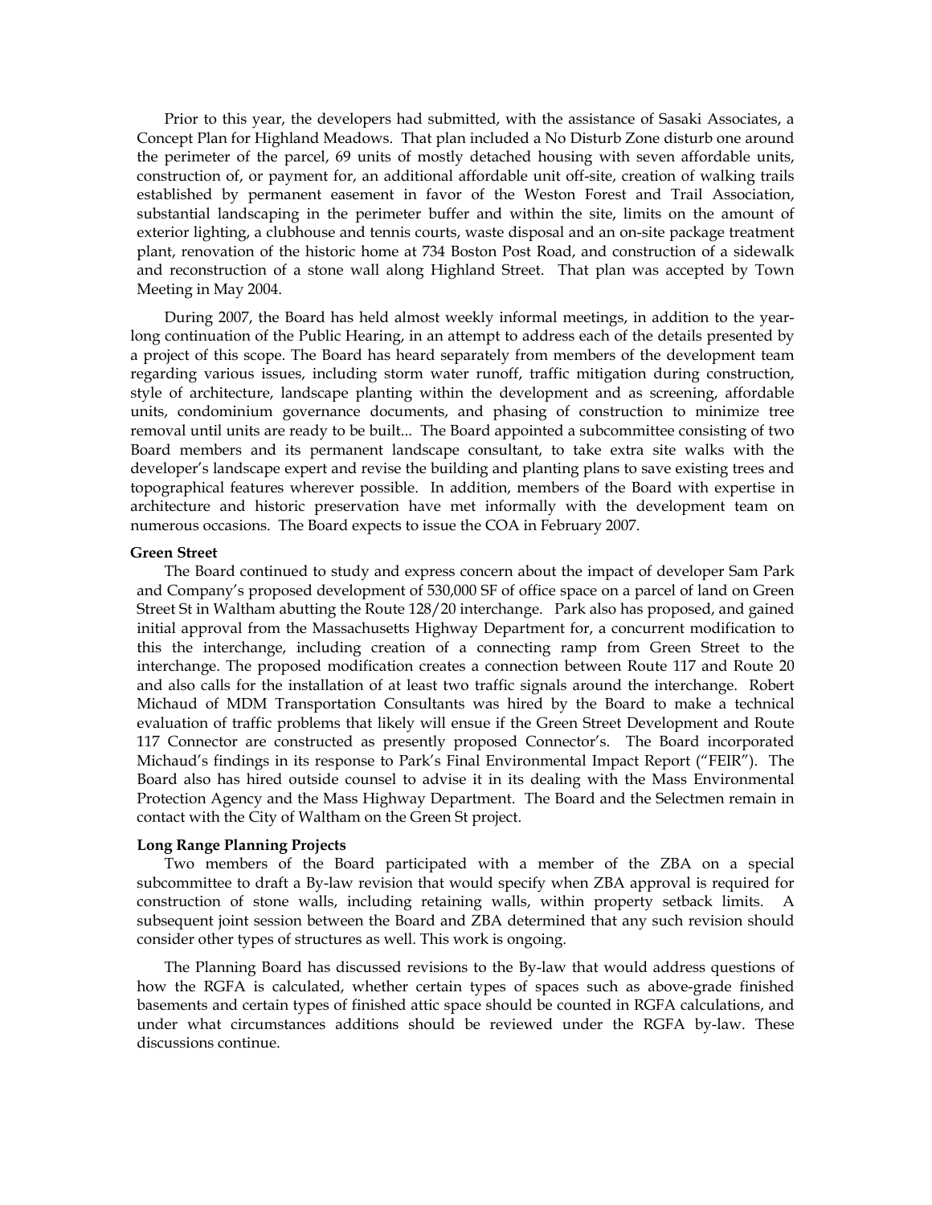Prior to this year, the developers had submitted, with the assistance of Sasaki Associates, a Concept Plan for Highland Meadows. That plan included a No Disturb Zone disturb one around the perimeter of the parcel, 69 units of mostly detached housing with seven affordable units, construction of, or payment for, an additional affordable unit off-site, creation of walking trails established by permanent easement in favor of the Weston Forest and Trail Association, substantial landscaping in the perimeter buffer and within the site, limits on the amount of exterior lighting, a clubhouse and tennis courts, waste disposal and an on-site package treatment plant, renovation of the historic home at 734 Boston Post Road, and construction of a sidewalk and reconstruction of a stone wall along Highland Street. That plan was accepted by Town Meeting in May 2004.

During 2007, the Board has held almost weekly informal meetings, in addition to the year-long continuation of the Public Hearing, in an attempt to address each of the details presented by a project of this scope. The Board has heard separately from members of the development team regarding various issues, including storm water runoff, traffic mitigation during construction, style of architecture, landscape planting within the development and as screening, affordable units, condominium governance documents, and phasing of construction to minimize tree removal until units are ready to be built... The Board appointed a subcommittee consisting of two Board members and its permanent landscape consultant, to take extra site walks with the developer's landscape expert and revise the building and planting plans to save existing trees and topographical features wherever possible. In addition, members of the Board with expertise in architecture and historic preservation have met informally with the development team on numerous occasions. The Board expects to issue the COA in February 2007.

**Green Street**

The Board continued to study and express concern about the impact of developer Sam Park and Company's proposed development of 530,000 SF of office space on a parcel of land on Green Street St in Waltham abutting the Route 128/20 interchange. Park also has proposed, and gained initial approval from the Massachusetts Highway Department for, a concurrent modification to this the interchange, including creation of a connecting ramp from Green Street to the interchange. The proposed modification creates a connection between Route 117 and Route 20 and also calls for the installation of at least two traffic signals around the interchange. Robert Michaud of MDM Transportation Consultants was hired by the Board to make a technical evaluation of traffic problems that likely will ensue if the Green Street Development and Route 117 Connector are constructed as presently proposed Connector's. The Board incorporated Michaud's findings in its response to Park's Final Environmental Impact Report ("FEIR"). The Board also has hired outside counsel to advise it in its dealing with the Mass Environmental Protection Agency and the Mass Highway Department. The Board and the Selectmen remain in contact with the City of Waltham on the Green St project.

**Long Range Planning Projects**

Two members of the Board participated with a member of the ZBA on a special subcommittee to draft a By-law revision that would specify when ZBA approval is required for construction of stone walls, including retaining walls, within property setback limits. A subsequent joint session between the Board and ZBA determined that any such revision should consider other types of structures as well. This work is ongoing.

The Planning Board has discussed revisions to the By-law that would address questions of how the RGFA is calculated, whether certain types of spaces such as above-grade finished basements and certain types of finished attic space should be counted in RGFA calculations, and under what circumstances additions should be reviewed under the RGFA by-law. These discussions continue.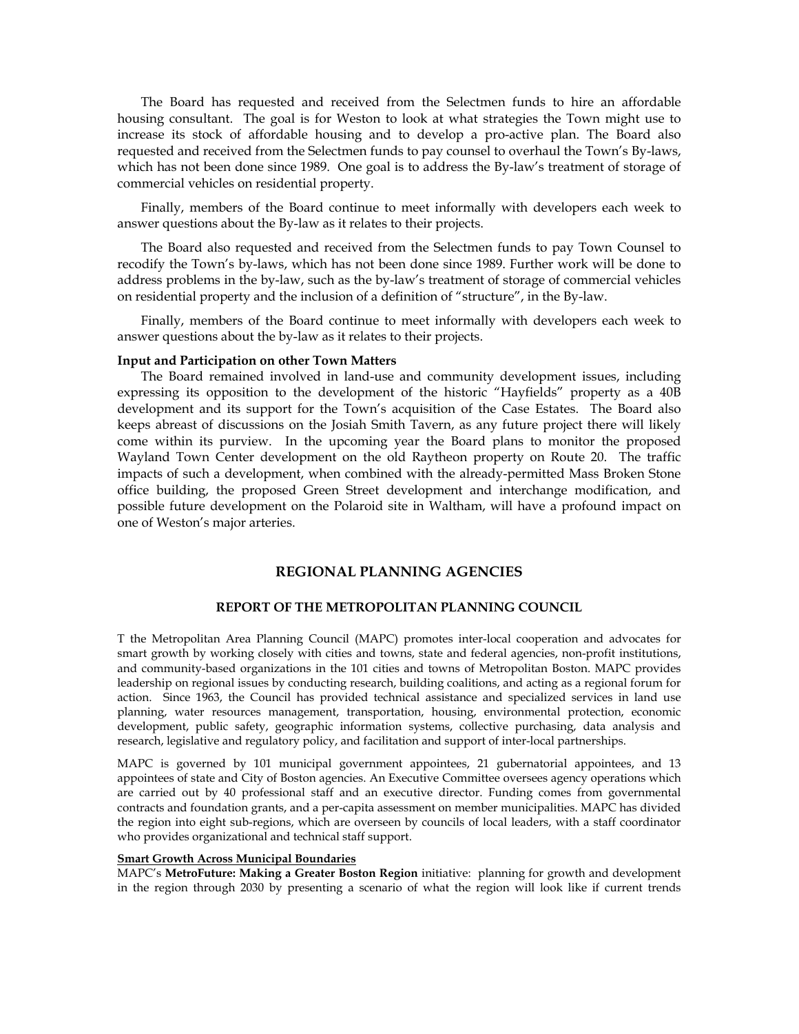The Board has requested and received from the Selectmen funds to hire an affordable housing consultant. The goal is for Weston to look at what strategies the Town might use to increase its stock of affordable housing and to develop a pro-active plan. The Board also requested and received from the Selectmen funds to pay counsel to overhaul the Town's By-laws, which has not been done since 1989. One goal is to address the By-law's treatment of storage of commercial vehicles on residential property.

Finally, members of the Board continue to meet informally with developers each week to answer questions about the By-law as it relates to their projects.

The Board also requested and received from the Selectmen funds to pay Town Counsel to recodify the Town's by-laws, which has not been done since 1989. Further work will be done to address problems in the by-law, such as the by-law's treatment of storage of commercial vehicles on residential property and the inclusion of a definition of "structure", in the By-law.

Finally, members of the Board continue to meet informally with developers each week to answer questions about the by-law as it relates to their projects.

**Input and Participation on other Town Matters**

The Board remained involved in land-use and community development issues, including expressing its opposition to the development of the historic "Hayfields" property as a 40B development and its support for the Town's acquisition of the Case Estates. The Board also keeps abreast of discussions on the Josiah Smith Tavern, as any future project there will likely come within its purview. In the upcoming year the Board plans to monitor the proposed Wayland Town Center development on the old Raytheon property on Route 20. The traffic impacts of such a development, when combined with the already-permitted Mass Broken Stone office building, the proposed Green Street development and interchange modification, and possible future development on the Polaroid site in Waltham, will have a profound impact on one of Weston's major arteries.

## REGIONAL PLANNING AGENCIES

### REPORT OF THE METROPOLITAN PLANNING COUNCIL

T the Metropolitan Area Planning Council (MAPC) promotes inter-local cooperation and advocates for smart growth by working closely with cities and towns, state and federal agencies, non-profit institutions, and community-based organizations in the 101 cities and towns of Metropolitan Boston. MAPC provides leadership on regional issues by conducting research, building coalitions, and acting as a regional forum for action. Since 1963, the Council has provided technical assistance and specialized services in land use planning, water resources management, transportation, housing, environmental protection, economic development, public safety, geographic information systems, collective purchasing, data analysis and research, legislative and regulatory policy, and facilitation and support of inter-local partnerships.

MAPC is governed by 101 municipal government appointees, 21 gubernatorial appointees, and 13 appointees of state and City of Boston agencies. An Executive Committee oversees agency operations which are carried out by 40 professional staff and an executive director. Funding comes from governmental contracts and foundation grants, and a per-capita assessment on member municipalities. MAPC has divided the region into eight sub-regions, which are overseen by councils of local leaders, with a staff coordinator who provides organizational and technical staff support.

**Smart Growth Across Municipal Boundaries**

MAPC's **MetroFuture: Making a Greater Boston Region** initiative: planning for growth and development in the region through 2030 by presenting a scenario of what the region will look like if current trends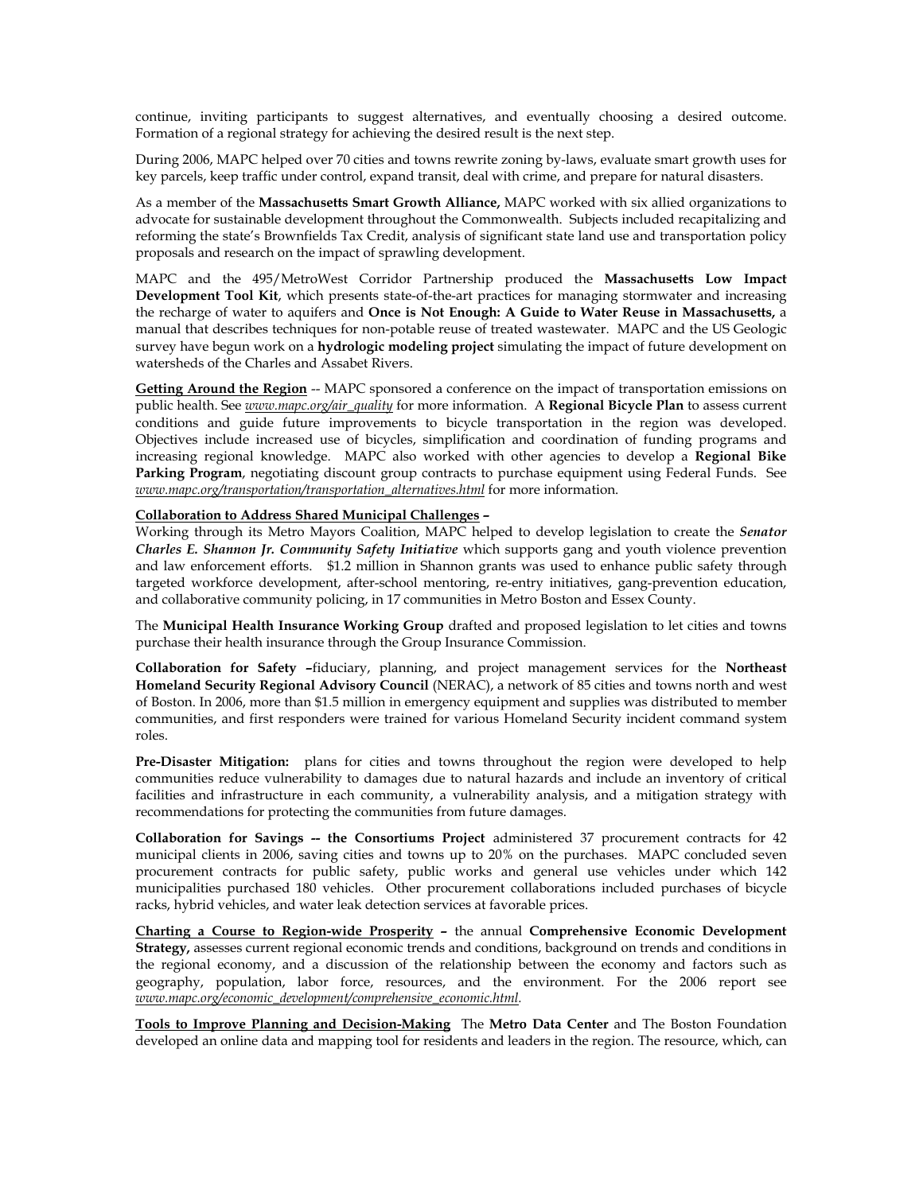continue, inviting participants to suggest alternatives, and eventually choosing a desired outcome. Formation of a regional strategy for achieving the desired result is the next step.

During 2006, MAPC helped over 70 cities and towns rewrite zoning by-laws, evaluate smart growth uses for key parcels, keep traffic under control, expand transit, deal with crime, and prepare for natural disasters.

As a member of the **Massachusetts Smart Growth Alliance,** MAPC worked with six allied organizations to advocate for sustainable development throughout the Commonwealth. Subjects included recapitalizing and reforming the state's Brownfields Tax Credit, analysis of significant state land use and transportation policy proposals and research on the impact of sprawling development.

MAPC and the 495/MetroWest Corridor Partnership produced the **Massachusetts Low Impact Development Tool Kit**, which presents state-of-the-art practices for managing stormwater and increasing the recharge of water to aquifers and **Once is Not Enough: A Guide to Water Reuse in Massachusetts,** a manual that describes techniques for non-potable reuse of treated wastewater. MAPC and the US Geologic survey have begun work on a **hydrologic modeling project** simulating the impact of future development on watersheds of the Charles and Assabet Rivers.

**Getting Around the Region** -- MAPC sponsored a conference on the impact of transportation emissions on public health. See *www.mapc.org/air_quality* for more information. A **Regional Bicycle Plan** to assess current conditions and guide future improvements to bicycle transportation in the region was developed. Objectives include increased use of bicycles, simplification and coordination of funding programs and increasing regional knowledge. MAPC also worked with other agencies to develop a **Regional Bike Parking Program**, negotiating discount group contracts to purchase equipment using Federal Funds. See *www.mapc.org/transportation/transportation_alternatives.html* for more information.

**Collaboration to Address Shared Municipal Challenges –**
Working through its Metro Mayors Coalition, MAPC helped to develop legislation to create the ***Senator Charles E. Shannon Jr. Community Safety Initiative*** which supports gang and youth violence prevention and law enforcement efforts. $1.2 million in Shannon grants was used to enhance public safety through targeted workforce development, after-school mentoring, re-entry initiatives, gang-prevention education, and collaborative community policing, in 17 communities in Metro Boston and Essex County.

The **Municipal Health Insurance Working Group** drafted and proposed legislation to let cities and towns purchase their health insurance through the Group Insurance Commission.

**Collaboration for Safety –**fiduciary, planning, and project management services for the **Northeast Homeland Security Regional Advisory Council** (NERAC), a network of 85 cities and towns north and west of Boston. In 2006, more than $1.5 million in emergency equipment and supplies was distributed to member communities, and first responders were trained for various Homeland Security incident command system roles.

**Pre-Disaster Mitigation:** plans for cities and towns throughout the region were developed to help communities reduce vulnerability to damages due to natural hazards and include an inventory of critical facilities and infrastructure in each community, a vulnerability analysis, and a mitigation strategy with recommendations for protecting the communities from future damages.

**Collaboration for Savings -- the Consortiums Project** administered 37 procurement contracts for 42 municipal clients in 2006, saving cities and towns up to 20% on the purchases. MAPC concluded seven procurement contracts for public safety, public works and general use vehicles under which 142 municipalities purchased 180 vehicles. Other procurement collaborations included purchases of bicycle racks, hybrid vehicles, and water leak detection services at favorable prices.

**Charting a Course to Region-wide Prosperity –** the annual **Comprehensive Economic Development Strategy,** assesses current regional economic trends and conditions, background on trends and conditions in the regional economy, and a discussion of the relationship between the economy and factors such as geography, population, labor force, resources, and the environment. For the 2006 report see *www.mapc.org/economic_development/comprehensive_economic.html*.

**Tools to Improve Planning and Decision-Making** The **Metro Data Center** and The Boston Foundation developed an online data and mapping tool for residents and leaders in the region. The resource, which, can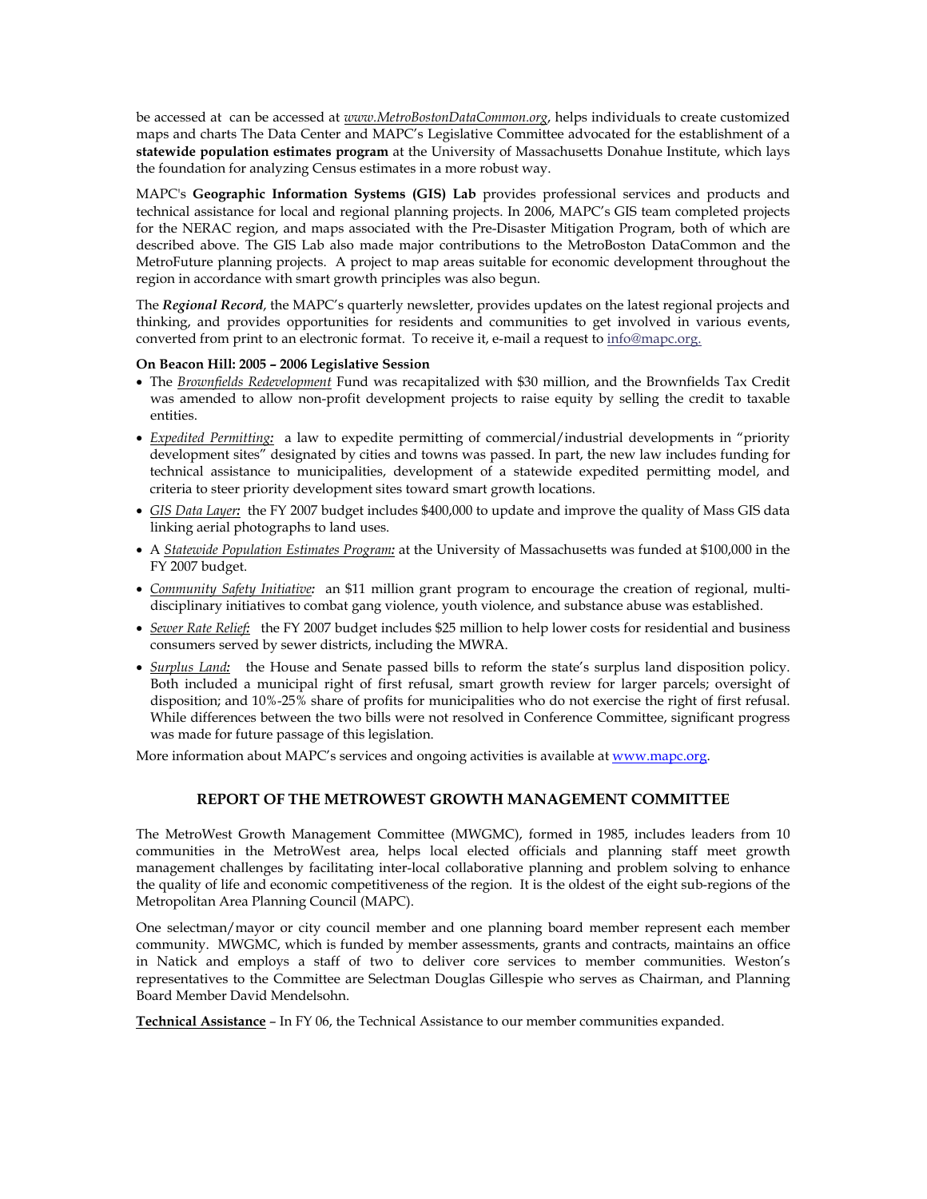be accessed at can be accessed at *www.MetroBostonDataCommon.org*, helps individuals to create customized maps and charts The Data Center and MAPC's Legislative Committee advocated for the establishment of a **statewide population estimates program** at the University of Massachusetts Donahue Institute, which lays the foundation for analyzing Census estimates in a more robust way.

MAPC's **Geographic Information Systems (GIS) Lab** provides professional services and products and technical assistance for local and regional planning projects. In 2006, MAPC's GIS team completed projects for the NERAC region, and maps associated with the Pre-Disaster Mitigation Program, both of which are described above. The GIS Lab also made major contributions to the MetroBoston DataCommon and the MetroFuture planning projects. A project to map areas suitable for economic development throughout the region in accordance with smart growth principles was also begun.

The ***Regional Record***, the MAPC's quarterly newsletter, provides updates on the latest regional projects and thinking, and provides opportunities for residents and communities to get involved in various events, converted from print to an electronic format. To receive it, e-mail a request to info@mapc.org.

**On Beacon Hill: 2005 – 2006 Legislative Session**

- The *Brownfields Redevelopment* Fund was recapitalized with $30 million, and the Brownfields Tax Credit was amended to allow non-profit development projects to raise equity by selling the credit to taxable entities.
- *Expedited Permitting:* a law to expedite permitting of commercial/industrial developments in "priority development sites" designated by cities and towns was passed. In part, the new law includes funding for technical assistance to municipalities, development of a statewide expedited permitting model, and criteria to steer priority development sites toward smart growth locations.
- *GIS Data Layer:* the FY 2007 budget includes $400,000 to update and improve the quality of Mass GIS data linking aerial photographs to land uses.
- A *Statewide Population Estimates Program:* at the University of Massachusetts was funded at $100,000 in the FY 2007 budget.
- *Community Safety Initiative:* an $11 million grant program to encourage the creation of regional, multi-disciplinary initiatives to combat gang violence, youth violence, and substance abuse was established.
- *Sewer Rate Relief:* the FY 2007 budget includes $25 million to help lower costs for residential and business consumers served by sewer districts, including the MWRA.
- *Surplus Land:* the House and Senate passed bills to reform the state's surplus land disposition policy. Both included a municipal right of first refusal, smart growth review for larger parcels; oversight of disposition; and 10%-25% share of profits for municipalities who do not exercise the right of first refusal. While differences between the two bills were not resolved in Conference Committee, significant progress was made for future passage of this legislation.

More information about MAPC's services and ongoing activities is available at www.mapc.org.

## REPORT OF THE METROWEST GROWTH MANAGEMENT COMMITTEE

The MetroWest Growth Management Committee (MWGMC), formed in 1985, includes leaders from 10 communities in the MetroWest area, helps local elected officials and planning staff meet growth management challenges by facilitating inter-local collaborative planning and problem solving to enhance the quality of life and economic competitiveness of the region. It is the oldest of the eight sub-regions of the Metropolitan Area Planning Council (MAPC).

One selectman/mayor or city council member and one planning board member represent each member community. MWGMC, which is funded by member assessments, grants and contracts, maintains an office in Natick and employs a staff of two to deliver core services to member communities. Weston's representatives to the Committee are Selectman Douglas Gillespie who serves as Chairman, and Planning Board Member David Mendelsohn.

**Technical Assistance** – In FY 06, the Technical Assistance to our member communities expanded.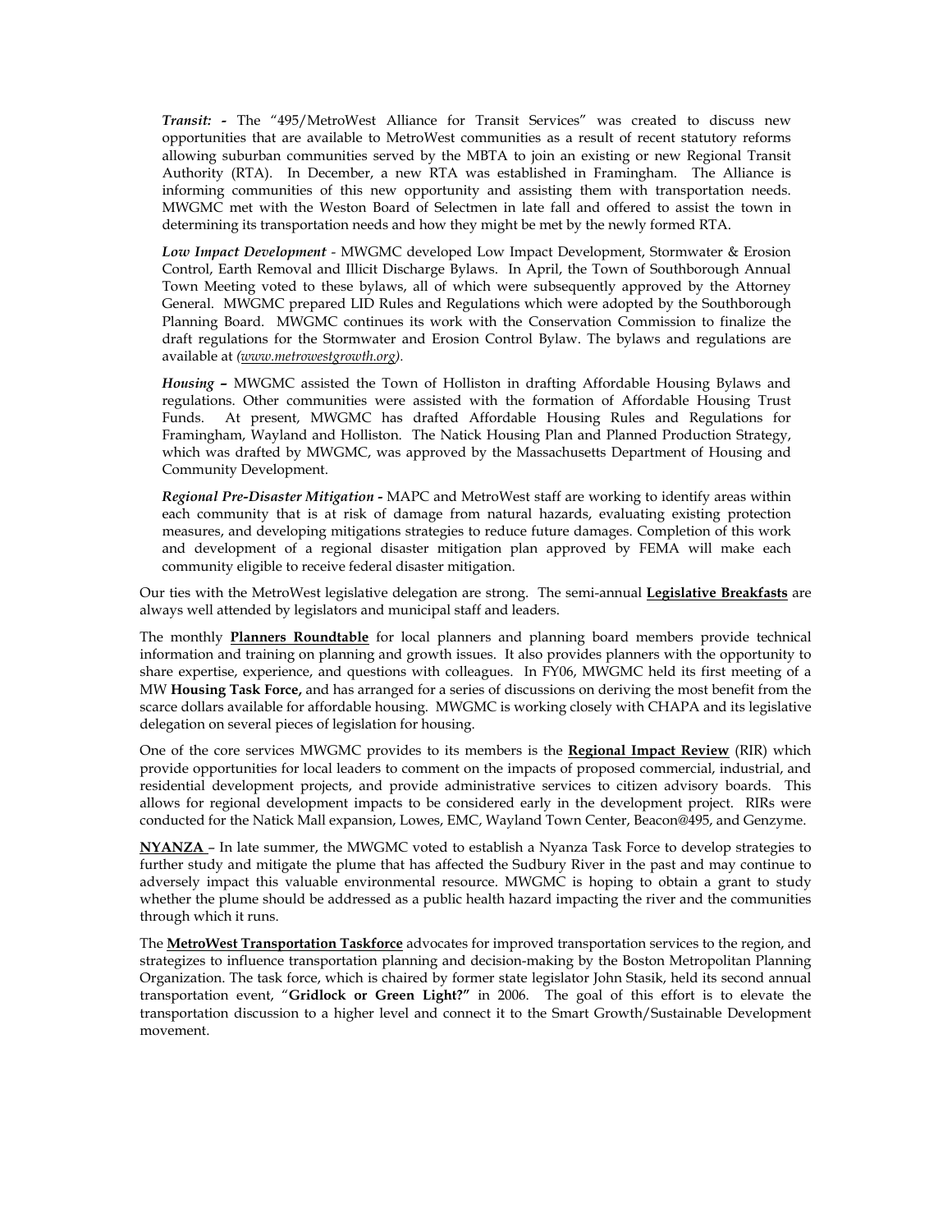***Transit: -*** The "495/MetroWest Alliance for Transit Services" was created to discuss new opportunities that are available to MetroWest communities as a result of recent statutory reforms allowing suburban communities served by the MBTA to join an existing or new Regional Transit Authority (RTA). In December, a new RTA was established in Framingham. The Alliance is informing communities of this new opportunity and assisting them with transportation needs. MWGMC met with the Weston Board of Selectmen in late fall and offered to assist the town in determining its transportation needs and how they might be met by the newly formed RTA.

***Low Impact Development*** - MWGMC developed Low Impact Development, Stormwater & Erosion Control, Earth Removal and Illicit Discharge Bylaws. In April, the Town of Southborough Annual Town Meeting voted to these bylaws, all of which were subsequently approved by the Attorney General. MWGMC prepared LID Rules and Regulations which were adopted by the Southborough Planning Board. MWGMC continues its work with the Conservation Commission to finalize the draft regulations for the Stormwater and Erosion Control Bylaw. The bylaws and regulations are available at *(www.metrowestgrowth.org)*.

***Housing –*** MWGMC assisted the Town of Holliston in drafting Affordable Housing Bylaws and regulations. Other communities were assisted with the formation of Affordable Housing Trust Funds. At present, MWGMC has drafted Affordable Housing Rules and Regulations for Framingham, Wayland and Holliston. The Natick Housing Plan and Planned Production Strategy, which was drafted by MWGMC, was approved by the Massachusetts Department of Housing and Community Development.

***Regional Pre-Disaster Mitigation -*** MAPC and MetroWest staff are working to identify areas within each community that is at risk of damage from natural hazards, evaluating existing protection measures, and developing mitigations strategies to reduce future damages. Completion of this work and development of a regional disaster mitigation plan approved by FEMA will make each community eligible to receive federal disaster mitigation.

Our ties with the MetroWest legislative delegation are strong. The semi-annual **Legislative Breakfasts** are always well attended by legislators and municipal staff and leaders.

The monthly **Planners Roundtable** for local planners and planning board members provide technical information and training on planning and growth issues. It also provides planners with the opportunity to share expertise, experience, and questions with colleagues. In FY06, MWGMC held its first meeting of a MW **Housing Task Force,** and has arranged for a series of discussions on deriving the most benefit from the scarce dollars available for affordable housing. MWGMC is working closely with CHAPA and its legislative delegation on several pieces of legislation for housing.

One of the core services MWGMC provides to its members is the **Regional Impact Review** (RIR) which provide opportunities for local leaders to comment on the impacts of proposed commercial, industrial, and residential development projects, and provide administrative services to citizen advisory boards. This allows for regional development impacts to be considered early in the development project. RIRs were conducted for the Natick Mall expansion, Lowes, EMC, Wayland Town Center, Beacon@495, and Genzyme.

**NYANZA** – In late summer, the MWGMC voted to establish a Nyanza Task Force to develop strategies to further study and mitigate the plume that has affected the Sudbury River in the past and may continue to adversely impact this valuable environmental resource. MWGMC is hoping to obtain a grant to study whether the plume should be addressed as a public health hazard impacting the river and the communities through which it runs.

The **MetroWest Transportation Taskforce** advocates for improved transportation services to the region, and strategizes to influence transportation planning and decision-making by the Boston Metropolitan Planning Organization. The task force, which is chaired by former state legislator John Stasik, held its second annual transportation event, "**Gridlock or Green Light?"** in 2006. The goal of this effort is to elevate the transportation discussion to a higher level and connect it to the Smart Growth/Sustainable Development movement.